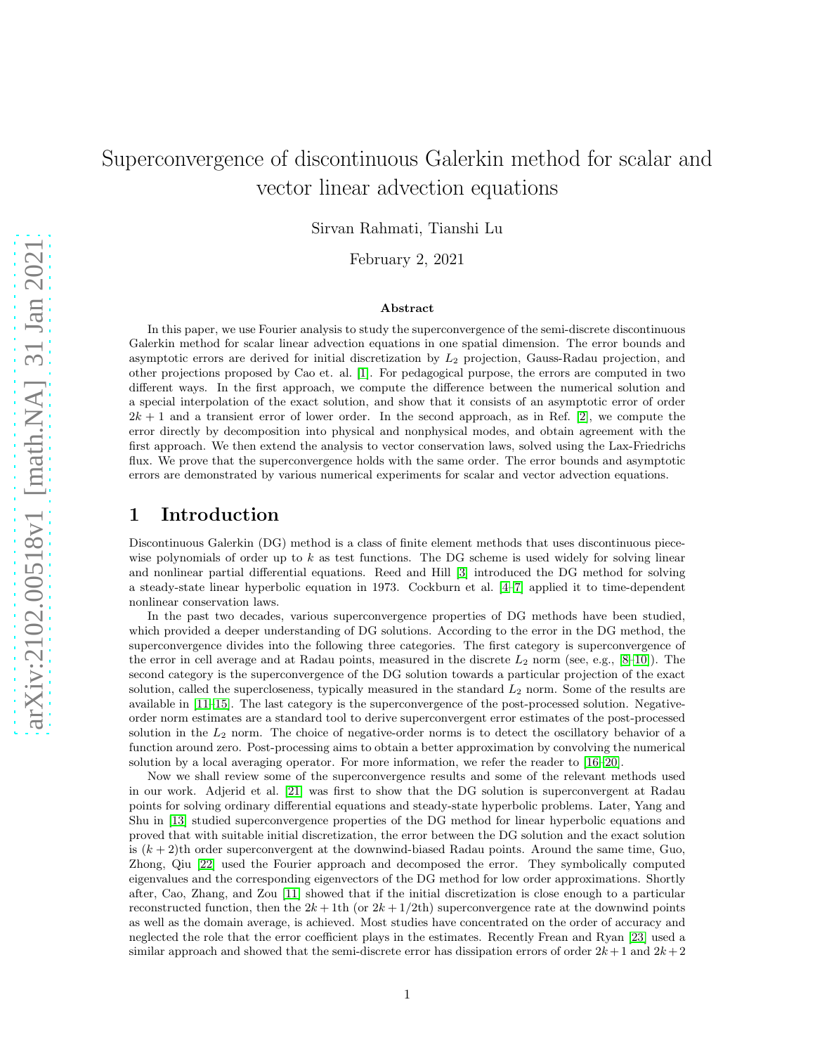# Superconvergence of discontinuous Galerkin method for scalar and vector linear advection equations

Sirvan Rahmati, Tianshi Lu

February 2, 2021

### Abstract

In this paper, we use Fourier analysis to study the superconvergence of the semi-discrete discontinuous Galerkin method for scalar linear advection equations in one spatial dimension. The error bounds and asymptotic errors are derived for initial discretization by $L_2$ projection, Gauss-Radau projection, and other projections proposed by Cao et. al. [1]. For pedagogical purpose, the errors are computed in two different ways. In the first approach, we compute the difference between the numerical solution and a special interpolation of the exact solution, and show that it consists of an asymptotic error of order $2k+1$ and a transient error of lower order. In the second approach, as in Ref. [2], we compute the error directly by decomposition into physical and nonphysical modes, and obtain agreement with the first approach. We then extend the analysis to vector conservation laws, solved using the Lax-Friedrichs flux. We prove that the superconvergence holds with the same order. The error bounds and asymptotic errors are demonstrated by various numerical experiments for scalar and vector advection equations.

## 1 Introduction

Discontinuous Galerkin (DG) method is a class of finite element methods that uses discontinuous piecewise polynomials of order up to $k$ as test functions. The DG scheme is used widely for solving linear and nonlinear partial differential equations. Reed and Hill [3] introduced the DG method for solving a steady-state linear hyperbolic equation in 1973. Cockburn et al. [4–7] applied it to time-dependent nonlinear conservation laws.

In the past two decades, various superconvergence properties of DG methods have been studied, which provided a deeper understanding of DG solutions. According to the error in the DG method, the superconvergence divides into the following three categories. The first category is superconvergence of the error in cell average and at Radau points, measured in the discrete $L_2$ norm (see, e.g., [8–10]). The second category is the superconvergence of the DG solution towards a particular projection of the exact solution, called the supercloseness, typically measured in the standard $L_2$ norm. Some of the results are available in [11–15]. The last category is the superconvergence of the post-processed solution. Negative-order norm estimates are a standard tool to derive superconvergent error estimates of the post-processed solution in the $L_2$ norm. The choice of negative-order norms is to detect the oscillatory behavior of a function around zero. Post-processing aims to obtain a better approximation by convolving the numerical solution by a local averaging operator. For more information, we refer the reader to [16–20].

Now we shall review some of the superconvergence results and some of the relevant methods used in our work. Adjerid et al. [21] was first to show that the DG solution is superconvergent at Radau points for solving ordinary differential equations and steady-state hyperbolic problems. Later, Yang and Shu in [13] studied superconvergence properties of the DG method for linear hyperbolic equations and proved that with suitable initial discretization, the error between the DG solution and the exact solution is $(k+2)$th order superconvergent at the downwind-biased Radau points. Around the same time, Guo, Zhong, Qiu [22] used the Fourier approach and decomposed the error. They symbolically computed eigenvalues and the corresponding eigenvectors of the DG method for low order approximations. Shortly after, Cao, Zhang, and Zou [11] showed that if the initial discretization is close enough to a particular reconstructed function, then the $2k+1$th (or $2k+1/2$th) superconvergence rate at the downwind points as well as the domain average, is achieved. Most studies have concentrated on the order of accuracy and neglected the role that the error coefficient plays in the estimates. Recently Frean and Ryan [23] used a similar approach and showed that the semi-discrete error has dissipation errors of order $2k+1$ and $2k+2$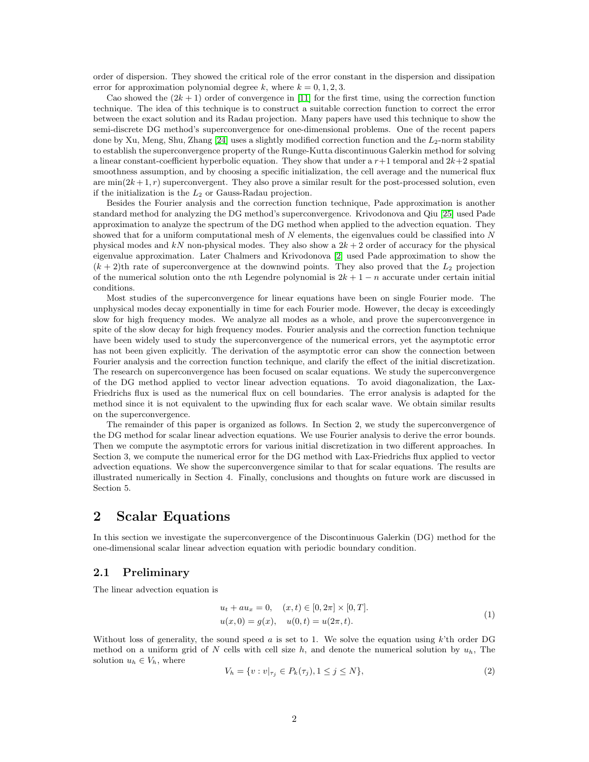order of dispersion. They showed the critical role of the error constant in the dispersion and dissipation error for approximation polynomial degree $k$, where $k = 0, 1, 2, 3$.

Cao showed the $(2k+1)$ order of convergence in [11] for the first time, using the correction function technique. The idea of this technique is to construct a suitable correction function to correct the error between the exact solution and its Radau projection. Many papers have used this technique to show the semi-discrete DG method's superconvergence for one-dimensional problems. One of the recent papers done by Xu, Meng, Shu, Zhang [24] uses a slightly modified correction function and the $L_2$-norm stability to establish the superconvergence property of the Runge-Kutta discontinuous Galerkin method for solving a linear constant-coefficient hyperbolic equation. They show that under a $r+1$ temporal and $2k+2$ spatial smoothness assumption, and by choosing a specific initialization, the cell average and the numerical flux are $\min(2k+1, r)$ superconvergent. They also prove a similar result for the post-processed solution, even if the initialization is the $L_2$ or Gauss-Radau projection.

Besides the Fourier analysis and the correction function technique, Pade approximation is another standard method for analyzing the DG method's superconvergence. Krivodonova and Qiu [25] used Pade approximation to analyze the spectrum of the DG method when applied to the advection equation. They showed that for a uniform computational mesh of $N$ elements, the eigenvalues could be classified into $N$ physical modes and $kN$ non-physical modes. They also show a $2k+2$ order of accuracy for the physical eigenvalue approximation. Later Chalmers and Krivodonova [2] used Pade approximation to show the $(k+2)$th rate of superconvergence at the downwind points. They also proved that the $L_2$ projection of the numerical solution onto the $n$th Legendre polynomial is $2k+1-n$ accurate under certain initial conditions.

Most studies of the superconvergence for linear equations have been on single Fourier mode. The unphysical modes decay exponentially in time for each Fourier mode. However, the decay is exceedingly slow for high frequency modes. We analyze all modes as a whole, and prove the superconvergence in spite of the slow decay for high frequency modes. Fourier analysis and the correction function technique have been widely used to study the superconvergence of the numerical errors, yet the asymptotic error has not been given explicitly. The derivation of the asymptotic error can show the connection between Fourier analysis and the correction function technique, and clarify the effect of the initial discretization. The research on superconvergence has been focused on scalar equations. We study the superconvergence of the DG method applied to vector linear advection equations. To avoid diagonalization, the Lax-Friedrichs flux is used as the numerical flux on cell boundaries. The error analysis is adapted for the method since it is not equivalent to the upwinding flux for each scalar wave. We obtain similar results on the superconvergence.

The remainder of this paper is organized as follows. In Section 2, we study the superconvergence of the DG method for scalar linear advection equations. We use Fourier analysis to derive the error bounds. Then we compute the asymptotic errors for various initial discretization in two different approaches. In Section 3, we compute the numerical error for the DG method with Lax-Friedrichs flux applied to vector advection equations. We show the superconvergence similar to that for scalar equations. The results are illustrated numerically in Section 4. Finally, conclusions and thoughts on future work are discussed in Section 5.

# 2 Scalar Equations

In this section we investigate the superconvergence of the Discontinuous Galerkin (DG) method for the one-dimensional scalar linear advection equation with periodic boundary condition.

## 2.1 Preliminary

The linear advection equation is

$$
\begin{aligned}
&u_t + a u_x = 0, \quad (x,t) \in [0, 2\pi] \times [0, T]. \\
&u(x, 0) = g(x), \quad u(0, t) = u(2\pi, t).
\end{aligned}
\tag{1}
$$

Without loss of generality, the sound speed $a$ is set to 1. We solve the equation using $k$'th order DG method on a uniform grid of $N$ cells with cell size $h$, and denote the numerical solution by $u_h$, The solution $u_h \in V_h$, where

$$
V_h = \{v : v|_{\tau_j} \in P_k(\tau_j), 1 \le j \le N\},
\tag{2}
$$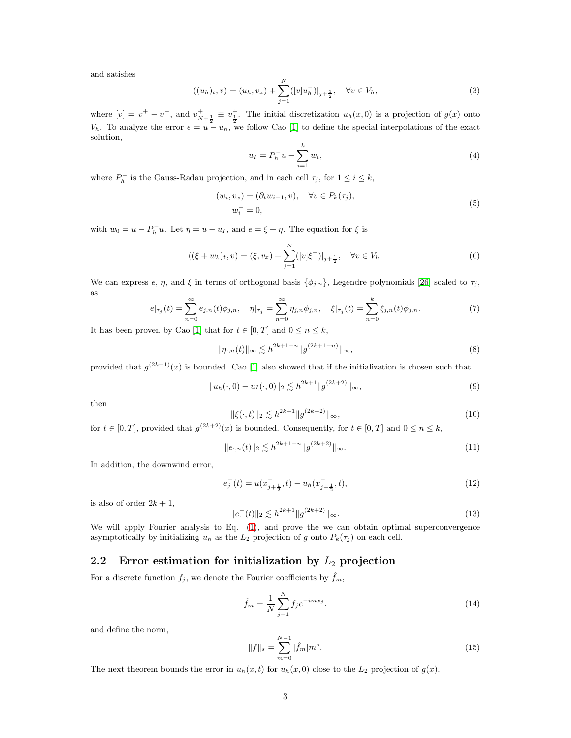and satisfies

$$((u_h)_t, v) = (u_h, v_x) + \sum_{j=1}^{N} ([v]u_h^-)|_{j+\frac{1}{2}}, \quad \forall v \in V_h, \tag{3}$$

where $[v] = v^+ - v^-$, and $v^+_{N+\frac{1}{2}} \equiv v^+_{\frac{1}{2}}$. The initial discretization $u_h(x, 0)$ is a projection of $g(x)$ onto $V_h$. To analyze the error $e = u - u_h$, we follow Cao [1] to define the special interpolations of the exact solution,

$$u_I = P_h^- u - \sum_{i=1}^{k} w_i, \tag{4}$$

where $P_h^-$ is the Gauss-Radau projection, and in each cell $\tau_j$, for $1 \le i \le k$,

$$\begin{aligned} (w_i, v_x) &= (\partial_t w_{i-1}, v), \quad \forall v \in P_k(\tau_j), \\ w_i^- &= 0, \end{aligned} \tag{5}$$

with $w_0 = u - P_h^- u$. Let $\eta = u - u_I$, and $e = \xi + \eta$. The equation for $\xi$ is

$$((\xi + w_k)_t, v) = (\xi, v_x) + \sum_{j=1}^{N} ([v]\xi^-)|_{j+\frac{1}{2}}, \quad \forall v \in V_h, \tag{6}$$

We can express $e$, $\eta$, and $\xi$ in terms of orthogonal basis $\{\phi_{j,n}\}$, Legendre polynomials [26] scaled to $\tau_j$, as

$$e|_{\tau_j}(t) = \sum_{n=0}^{\infty} e_{j,n}(t)\phi_{j,n}, \quad \eta|_{\tau_j} = \sum_{n=0}^{\infty} \eta_{j,n}\phi_{j,n}, \quad \xi|_{\tau_j}(t) = \sum_{n=0}^{k} \xi_{j,n}(t)\phi_{j,n}. \tag{7}$$

It has been proven by Cao [1] that for $t \in [0, T]$ and $0 \le n \le k$,

$$\|\eta_{\cdot,n}(t)\|_\infty \lesssim h^{2k+1-n} \|g^{(2k+1-n)}\|_\infty, \tag{8}$$

provided that $g^{(2k+1)}(x)$ is bounded. Cao [1] also showed that if the initialization is chosen such that

$$\|u_h(\cdot, 0) - u_I(\cdot, 0)\|_2 \lesssim h^{2k+1} \|g^{(2k+2)}\|_\infty, \tag{9}$$

then

$$\|\xi(\cdot, t)\|_2 \lesssim h^{2k+1} \|g^{(2k+2)}\|_\infty, \tag{10}$$

for $t \in [0, T]$, provided that $g^{(2k+2)}(x)$ is bounded. Consequently, for $t \in [0, T]$ and $0 \le n \le k$,

$$\|e_{\cdot,n}(t)\|_2 \lesssim h^{2k+1-n} \|g^{(2k+2)}\|_\infty. \tag{11}$$

In addition, the downwind error,

$$e_j^-(t) = u(x^-_{j+\frac{1}{2}}, t) - u_h(x^-_{j+\frac{1}{2}}, t), \tag{12}$$

is also of order $2k + 1$,

$$\|e^-_{\cdot}(t)\|_2 \lesssim h^{2k+1} \|g^{(2k+2)}\|_\infty. \tag{13}$$

We will apply Fourier analysis to Eq. (1), and prove the we can obtain optimal superconvergence asymptotically by initializing $u_h$ as the $L_2$ projection of $g$ onto $P_k(\tau_j)$ on each cell.

## 2.2 Error estimation for initialization by $L_2$ projection

For a discrete function $f_j$, we denote the Fourier coefficients by $\hat{f}_m$,

$$\hat{f}_m = \frac{1}{N} \sum_{j=1}^{N} f_j e^{-imx_j}. \tag{14}$$

and define the norm,

$$\|f\|_s = \sum_{m=0}^{N-1} |\hat{f}_m| m^s. \tag{15}$$

The next theorem bounds the error in $u_h(x, t)$ for $u_h(x, 0)$ close to the $L_2$ projection of $g(x)$.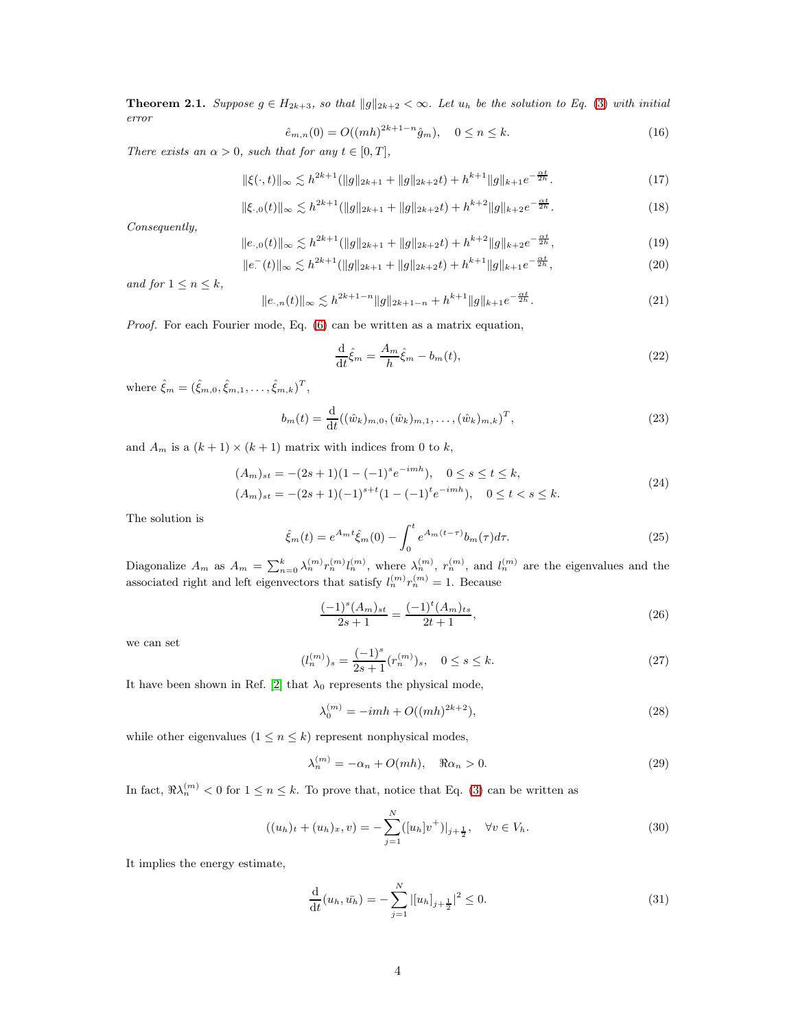**Theorem 2.1.** *Suppose $g \in H_{2k+3}$, so that $\|g\|_{2k+2} < \infty$. Let $u_h$ be the solution to Eq. (3) with initial error*

$$\hat{e}_{m,n}(0) = O((mh)^{2k+1-n}\hat{g}_m), \quad 0 \le n \le k. \tag{16}$$

*There exists an $\alpha > 0$, such that for any $t \in [0, T]$,*

$$\|\xi(\cdot,t)\|_\infty \lesssim h^{2k+1}(\|g\|_{2k+1} + \|g\|_{2k+2}t) + h^{k+1}\|g\|_{k+1}e^{-\frac{\alpha t}{2h}}. \tag{17}$$

$$\|\xi_{\cdot,0}(t)\|_\infty \lesssim h^{2k+1}(\|g\|_{2k+1} + \|g\|_{2k+2}t) + h^{k+2}\|g\|_{k+2}e^{-\frac{\alpha t}{2h}}. \tag{18}$$

*Consequently,*

$$\|e_{\cdot,0}(t)\|_\infty \lesssim h^{2k+1}(\|g\|_{2k+1} + \|g\|_{2k+2}t) + h^{k+2}\|g\|_{k+2}e^{-\frac{\alpha t}{2h}}, \tag{19}$$

$$\|e^-_{\cdot}(t)\|_\infty \lesssim h^{2k+1}(\|g\|_{2k+1} + \|g\|_{2k+2}t) + h^{k+1}\|g\|_{k+1}e^{-\frac{\alpha t}{2h}}, \tag{20}$$

*and for $1 \le n \le k$,*

$$\|e_{\cdot,n}(t)\|_\infty \lesssim h^{2k+1-n}\|g\|_{2k+1-n} + h^{k+1}\|g\|_{k+1}e^{-\frac{\alpha t}{2h}}. \tag{21}$$

*Proof.* For each Fourier mode, Eq. (6) can be written as a matrix equation,

$$\frac{\mathrm{d}}{\mathrm{d}t}\hat{\xi}_m = \frac{A_m}{h}\hat{\xi}_m - b_m(t), \tag{22}$$

where $\hat{\xi}_m = (\hat{\xi}_{m,0}, \hat{\xi}_{m,1}, \ldots, \hat{\xi}_{m,k})^T$,

$$b_m(t) = \frac{\mathrm{d}}{\mathrm{d}t}((\hat{w}_k)_{m,0}, (\hat{w}_k)_{m,1}, \ldots, (\hat{w}_k)_{m,k})^T, \tag{23}$$

and $A_m$ is a $(k+1) \times (k+1)$ matrix with indices from 0 to $k$,

$$\begin{aligned}
(A_m)_{st} &= -(2s+1)(1 - (-1)^s e^{-imh}), \quad 0 \le s \le t \le k, \\
(A_m)_{st} &= -(2s+1)(-1)^{s+t}(1 - (-1)^t e^{-imh}), \quad 0 \le t < s \le k.
\end{aligned} \tag{24}$$

The solution is

$$\hat{\xi}_m(t) = e^{A_m t}\hat{\xi}_m(0) - \int_0^t e^{A_m(t-\tau)}b_m(\tau)d\tau. \tag{25}$$

Diagonalize $A_m$ as $A_m = \sum_{n=0}^k \lambda_n^{(m)} r_n^{(m)} l_n^{(m)}$, where $\lambda_n^{(m)}$, $r_n^{(m)}$, and $l_n^{(m)}$ are the eigenvalues and the associated right and left eigenvectors that satisfy $l_n^{(m)} r_n^{(m)} = 1$. Because

$$\frac{(-1)^s (A_m)_{st}}{2s+1} = \frac{(-1)^t (A_m)_{ts}}{2t+1}, \tag{26}$$

we can set

$$(l_n^{(m)})_s = \frac{(-1)^s}{2s+1}(r_n^{(m)})_s, \quad 0 \le s \le k. \tag{27}$$

It have been shown in Ref. [2] that $\lambda_0$ represents the physical mode,

$$\lambda_0^{(m)} = -imh + O((mh)^{2k+2}), \tag{28}$$

while other eigenvalues ($1 \le n \le k$) represent nonphysical modes,

$$\lambda_n^{(m)} = -\alpha_n + O(mh), \quad \Re\alpha_n > 0. \tag{29}$$

In fact, $\Re\lambda_n^{(m)} < 0$ for $1 \le n \le k$. To prove that, notice that Eq. (3) can be written as

$$((u_h)_t + (u_h)_x, v) = -\sum_{j=1}^N ([u_h]v^+)|_{j+\frac{1}{2}}, \quad \forall v \in V_h. \tag{30}$$

It implies the energy estimate,

$$\frac{\mathrm{d}}{\mathrm{d}t}(u_h, \bar{u_h}) = -\sum_{j=1}^N |[u_h]_{j+\frac{1}{2}}|^2 \le 0. \tag{31}$$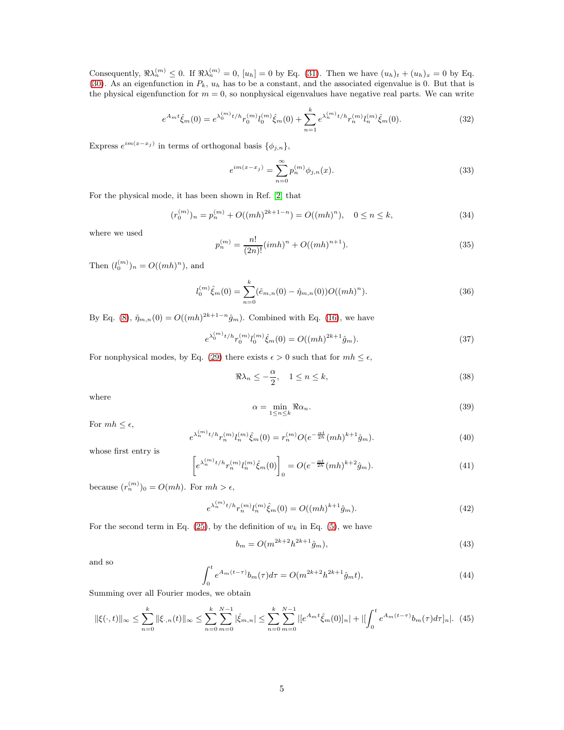Consequently, $\Re\lambda_n^{(m)} \le 0$. If $\Re\lambda_n^{(m)} = 0$, $[u_h] = 0$ by Eq. (31). Then we have $(u_h)_t + (u_h)_x = 0$ by Eq. (30). As an eigenfunction in $P_k$, $u_h$ has to be a constant, and the associated eigenvalue is 0. But that is the physical eigenfunction for $m = 0$, so nonphysical eigenvalues have negative real parts. We can write

$$e^{A_m t}\hat{\xi}_m(0) = e^{\lambda_0^{(m)}t/h} r_0^{(m)} l_0^{(m)} \hat{\xi}_m(0) + \sum_{n=1}^{k} e^{\lambda_n^{(m)}t/h} r_n^{(m)} l_n^{(m)} \hat{\xi}_m(0). \tag{32}$$

Express $e^{im(x-x_j)}$ in terms of orthogonal basis $\{\phi_{j,n}\}$,

$$e^{im(x-x_j)} = \sum_{n=0}^{\infty} p_n^{(m)} \phi_{j,n}(x). \tag{33}$$

For the physical mode, it has been shown in Ref. [2] that

$$(r_0^{(m)})_n = p_n^{(m)} + O((mh)^{2k+1-n}) = O((mh)^n), \quad 0 \le n \le k, \tag{34}$$

where we used

$$p_n^{(m)} = \frac{n!}{(2n)!}(imh)^n + O((mh)^{n+1}). \tag{35}$$

Then $(l_0^{(m)})_n = O((mh)^n)$, and

$$l_0^{(m)}\hat{\xi}_m(0) = \sum_{n=0}^{k} (\hat{e}_{m,n}(0) - \hat{\eta}_{m,n}(0)) O((mh)^n). \tag{36}$$

By Eq. (8), $\hat{\eta}_{m,n}(0) = O((mh)^{2k+1-n}\hat{g}_m)$. Combined with Eq. (16), we have

$$e^{\lambda_0^{(m)}t/h} r_0^{(m)} l_0^{(m)} \hat{\xi}_m(0) = O((mh)^{2k+1}\hat{g}_m). \tag{37}$$

For nonphysical modes, by Eq. (29) there exists $\epsilon > 0$ such that for $mh \le \epsilon$,

$$\Re\lambda_n \le -\frac{\alpha}{2}, \quad 1 \le n \le k, \tag{38}$$

where

$$\alpha = \min_{1 \le n \le k} \Re\alpha_n. \tag{39}$$

For $mh \le \epsilon$,

$$e^{\lambda_n^{(m)}t/h} r_n^{(m)} l_n^{(m)} \hat{\xi}_m(0) = r_n^{(m)} O(e^{-\frac{\alpha t}{2h}}(mh)^{k+1}\hat{g}_m). \tag{40}$$

whose first entry is

$$\left[e^{\lambda_n^{(m)}t/h} r_n^{(m)} l_n^{(m)} \hat{\xi}_m(0)\right]_0 = O(e^{-\frac{\alpha t}{2h}}(mh)^{k+2}\hat{g}_m). \tag{41}$$

because $(r_n^{(m)})_0 = O(mh)$. For $mh > \epsilon$,

$$e^{\lambda_n^{(m)}t/h} r_n^{(m)} l_n^{(m)} \hat{\xi}_m(0) = O((mh)^{k+1}\hat{g}_m). \tag{42}$$

For the second term in Eq. (25), by the definition of $w_k$ in Eq. (5), we have

$$b_m = O(m^{2k+2}h^{2k+1}\hat{g}_m), \tag{43}$$

and so

$$\int_0^t e^{A_m(t-\tau)} b_m(\tau) d\tau = O(m^{2k+2}h^{2k+1}\hat{g}_m t), \tag{44}$$

Summing over all Fourier modes, we obtain

$$\|\xi(\cdot,t)\|_\infty \le \sum_{n=0}^{k} \|\xi_{\cdot,n}(t)\|_\infty \le \sum_{n=0}^{k}\sum_{m=0}^{N-1} |\hat{\xi}_{m,n}| \le \sum_{n=0}^{k}\sum_{m=0}^{N-1} |[e^{A_m t}\hat{\xi}_m(0)]_n| + |[\int_0^t e^{A_m(t-\tau)} b_m(\tau) d\tau]_n|. \tag{45}$$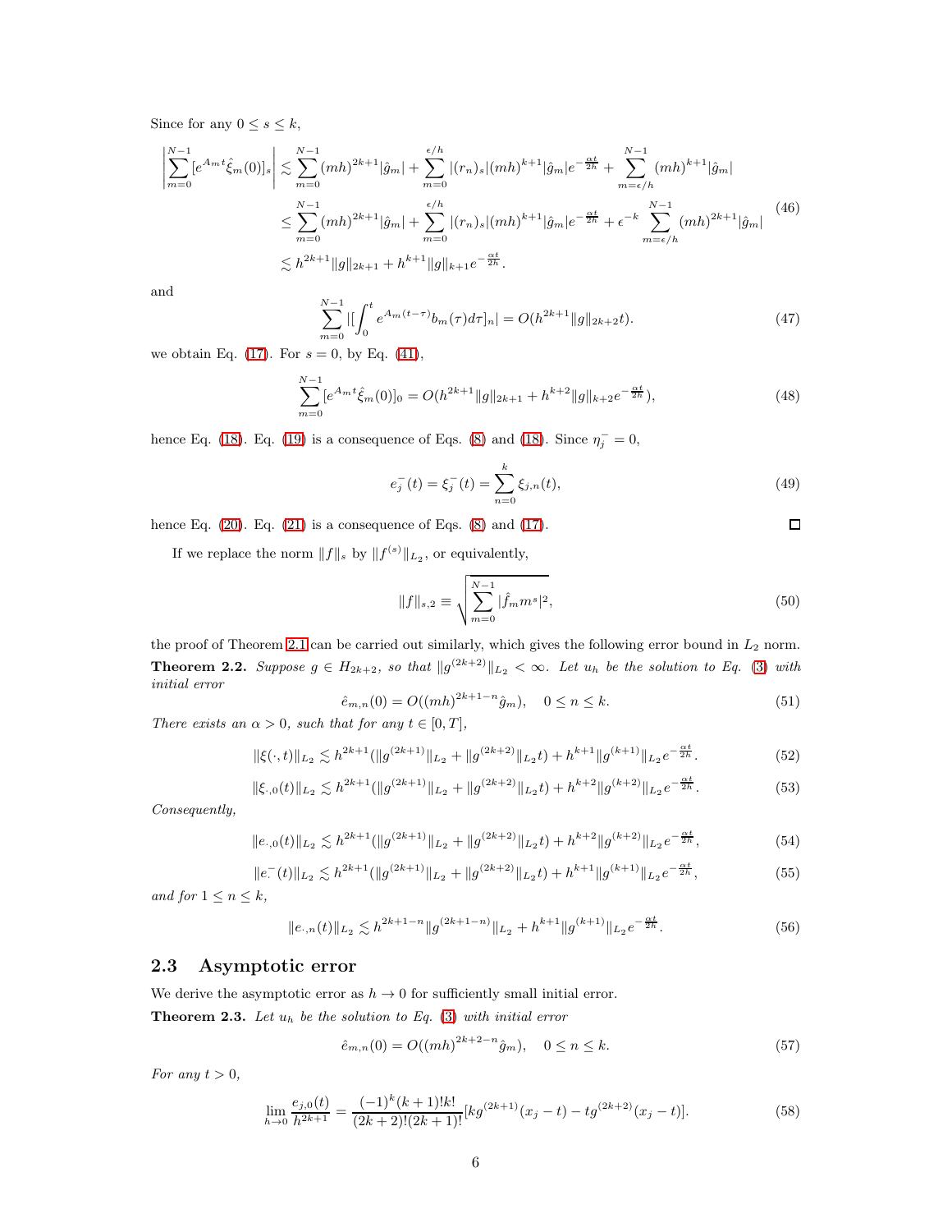Since for any $0 \le s \le k$,

$$
\begin{aligned}
\left|\sum_{m=0}^{N-1}[e^{A_m t}\hat{\xi}_m(0)]_s\right| &\lesssim \sum_{m=0}^{N-1}(mh)^{2k+1}|\hat{g}_m| + \sum_{m=0}^{\epsilon/h}|(r_n)_s|(mh)^{k+1}|\hat{g}_m|e^{-\frac{\alpha t}{2h}} + \sum_{m=\epsilon/h}^{N-1}(mh)^{k+1}|\hat{g}_m| \\
&\le \sum_{m=0}^{N-1}(mh)^{2k+1}|\hat{g}_m| + \sum_{m=0}^{\epsilon/h}|(r_n)_s|(mh)^{k+1}|\hat{g}_m|e^{-\frac{\alpha t}{2h}} + \epsilon^{-k}\sum_{m=\epsilon/h}^{N-1}(mh)^{2k+1}|\hat{g}_m| \\
&\lesssim h^{2k+1}\|g\|_{2k+1} + h^{k+1}\|g\|_{k+1}e^{-\frac{\alpha t}{2h}}.
\end{aligned}
\tag{46}
$$

and

$$
\sum_{m=0}^{N-1}|[\int_0^t e^{A_m(t-\tau)}b_m(\tau)d\tau]_n| = O(h^{2k+1}\|g\|_{2k+2}t). \tag{47}
$$

we obtain Eq. (17). For $s=0$, by Eq. (41),

$$
\sum_{m=0}^{N-1}[e^{A_m t}\hat{\xi}_m(0)]_0 = O(h^{2k+1}\|g\|_{2k+1} + h^{k+2}\|g\|_{k+2}e^{-\frac{\alpha t}{2h}}), \tag{48}
$$

hence Eq. (18). Eq. (19) is a consequence of Eqs. (8) and (18). Since $\eta_j^- = 0$,

$$
e_j^-(t) = \xi_j^-(t) = \sum_{n=0}^{k}\xi_{j,n}(t), \tag{49}
$$

hence Eq. (20). Eq. (21) is a consequence of Eqs. (8) and (17). ◻

If we replace the norm $\|f\|_s$ by $\|f^{(s)}\|_{L_2}$, or equivalently,

$$
\|f\|_{s,2} \equiv \sqrt{\sum_{m=0}^{N-1}|\hat{f}_m m^s|^2}, \tag{50}
$$

the proof of Theorem 2.1 can be carried out similarly, which gives the following error bound in $L_2$ norm.

**Theorem 2.2.** *Suppose $g \in H_{2k+2}$, so that $\|g^{(2k+2)}\|_{L_2} < \infty$. Let $u_h$ be the solution to Eq. (3) with initial error*

$$
\hat{e}_{m,n}(0) = O((mh)^{2k+1-n}\hat{g}_m), \quad 0 \le n \le k. \tag{51}
$$

*There exists an $\alpha > 0$, such that for any $t \in [0,T]$,*

$$
\|\xi(\cdot,t)\|_{L_2} \lesssim h^{2k+1}(\|g^{(2k+1)}\|_{L_2} + \|g^{(2k+2)}\|_{L_2}t) + h^{k+1}\|g^{(k+1)}\|_{L_2}e^{-\frac{\alpha t}{2h}}. \tag{52}
$$

$$
\|\xi_{\cdot,0}(t)\|_{L_2} \lesssim h^{2k+1}(\|g^{(2k+1)}\|_{L_2} + \|g^{(2k+2)}\|_{L_2}t) + h^{k+2}\|g^{(k+2)}\|_{L_2}e^{-\frac{\alpha t}{2h}}. \tag{53}
$$

*Consequently,*

$$
\|e_{\cdot,0}(t)\|_{L_2} \lesssim h^{2k+1}(\|g^{(2k+1)}\|_{L_2} + \|g^{(2k+2)}\|_{L_2}t) + h^{k+2}\|g^{(k+2)}\|_{L_2}e^{-\frac{\alpha t}{2h}}, \tag{54}
$$

$$
\|e_\cdot^-(t)\|_{L_2} \lesssim h^{2k+1}(\|g^{(2k+1)}\|_{L_2} + \|g^{(2k+2)}\|_{L_2}t) + h^{k+1}\|g^{(k+1)}\|_{L_2}e^{-\frac{\alpha t}{2h}}, \tag{55}
$$

*and for $1 \le n \le k$,*

$$
\|e_{\cdot,n}(t)\|_{L_2} \lesssim h^{2k+1-n}\|g^{(2k+1-n)}\|_{L_2} + h^{k+1}\|g^{(k+1)}\|_{L_2}e^{-\frac{\alpha t}{2h}}. \tag{56}
$$

## 2.3 Asymptotic error

We derive the asymptotic error as $h \to 0$ for sufficiently small initial error.

**Theorem 2.3.** *Let $u_h$ be the solution to Eq. (3) with initial error*

$$
\hat{e}_{m,n}(0) = O((mh)^{2k+2-n}\hat{g}_m), \quad 0 \le n \le k. \tag{57}
$$

*For any $t > 0$,*

$$
\lim_{h\to 0}\frac{e_{j,0}(t)}{h^{2k+1}} = \frac{(-1)^k(k+1)!k!}{(2k+2)!(2k+1)!}[kg^{(2k+1)}(x_j - t) - tg^{(2k+2)}(x_j - t)]. \tag{58}
$$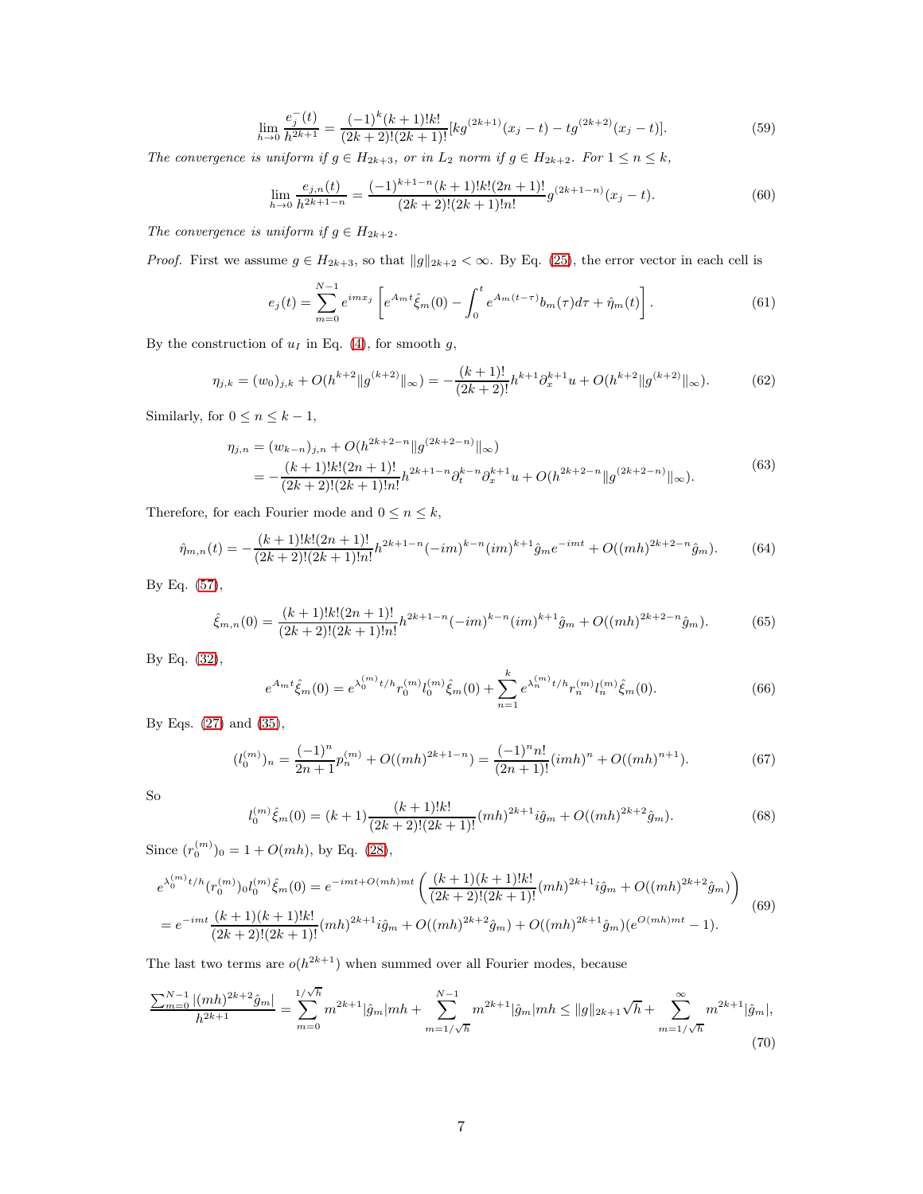$$\lim_{h\to 0}\frac{e_j^-(t)}{h^{2k+1}} = \frac{(-1)^k(k+1)!k!}{(2k+2)!(2k+1)!}[kg^{(2k+1)}(x_j-t) - tg^{(2k+2)}(x_j-t)]. \tag{59}$$

*The convergence is uniform if $g \in H_{2k+3}$, or in $L_2$ norm if $g \in H_{2k+2}$. For $1 \le n \le k$,*

$$\lim_{h\to 0}\frac{e_{j,n}(t)}{h^{2k+1-n}} = \frac{(-1)^{k+1-n}(k+1)!k!(2n+1)!}{(2k+2)!(2k+1)!n!}g^{(2k+1-n)}(x_j-t). \tag{60}$$

*The convergence is uniform if $g \in H_{2k+2}$.*

*Proof.* First we assume $g \in H_{2k+3}$, so that $\|g\|_{2k+2} < \infty$. By Eq. (25), the error vector in each cell is

$$e_j(t) = \sum_{m=0}^{N-1} e^{imx_j}\left[e^{A_m t}\hat{\xi}_m(0) - \int_0^t e^{A_m(t-\tau)}b_m(\tau)d\tau + \hat{\eta}_m(t)\right]. \tag{61}$$

By the construction of $u_I$ in Eq. (4), for smooth $g$,

$$\eta_{j,k} = (w_0)_{j,k} + O(h^{k+2}\|g^{(k+2)}\|_\infty) = -\frac{(k+1)!}{(2k+2)!}h^{k+1}\partial_x^{k+1}u + O(h^{k+2}\|g^{(k+2)}\|_\infty). \tag{62}$$

Similarly, for $0 \le n \le k-1$,

$$\begin{aligned}\eta_{j,n} &= (w_{k-n})_{j,n} + O(h^{2k+2-n}\|g^{(2k+2-n)}\|_\infty) \\ &= -\frac{(k+1)!k!(2n+1)!}{(2k+2)!(2k+1)!n!}h^{2k+1-n}\partial_t^{k-n}\partial_x^{k+1}u + O(h^{2k+2-n}\|g^{(2k+2-n)}\|_\infty).\end{aligned} \tag{63}$$

Therefore, for each Fourier mode and $0 \le n \le k$,

$$\hat{\eta}_{m,n}(t) = -\frac{(k+1)!k!(2n+1)!}{(2k+2)!(2k+1)!n!}h^{2k+1-n}(-im)^{k-n}(im)^{k+1}\hat{g}_m e^{-imt} + O((mh)^{2k+2-n}\hat{g}_m). \tag{64}$$

By Eq. (57),

$$\hat{\xi}_{m,n}(0) = \frac{(k+1)!k!(2n+1)!}{(2k+2)!(2k+1)!n!}h^{2k+1-n}(-im)^{k-n}(im)^{k+1}\hat{g}_m + O((mh)^{2k+2-n}\hat{g}_m). \tag{65}$$

By Eq. (32),

$$e^{A_m t}\hat{\xi}_m(0) = e^{\lambda_0^{(m)}t/h}r_0^{(m)}l_0^{(m)}\hat{\xi}_m(0) + \sum_{n=1}^k e^{\lambda_n^{(m)}t/h}r_n^{(m)}l_n^{(m)}\hat{\xi}_m(0). \tag{66}$$

By Eqs. (27) and (35),

$$(l_0^{(m)})_n = \frac{(-1)^n}{2n+1}p_n^{(m)} + O((mh)^{2k+1-n}) = \frac{(-1)^n n!}{(2n+1)!}(imh)^n + O((mh)^{n+1}). \tag{67}$$

So

$$l_0^{(m)}\hat{\xi}_m(0) = (k+1)\frac{(k+1)!k!}{(2k+2)!(2k+1)!}(mh)^{2k+1}i\hat{g}_m + O((mh)^{2k+2}\hat{g}_m). \tag{68}$$

Since $(r_0^{(m)})_0 = 1 + O(mh)$, by Eq. (28),

$$\begin{aligned}&e^{\lambda_0^{(m)}t/h}(r_0^{(m)})_0 l_0^{(m)}\hat{\xi}_m(0) = e^{-imt+O(mh)mt}\left(\frac{(k+1)(k+1)!k!}{(2k+2)!(2k+1)!}(mh)^{2k+1}i\hat{g}_m + O((mh)^{2k+2}\hat{g}_m)\right) \\ &= e^{-imt}\frac{(k+1)(k+1)!k!}{(2k+2)!(2k+1)!}(mh)^{2k+1}i\hat{g}_m + O((mh)^{2k+2}\hat{g}_m) + O((mh)^{2k+1}\hat{g}_m)(e^{O(mh)mt}-1).\end{aligned} \tag{69}$$

The last two terms are $o(h^{2k+1})$ when summed over all Fourier modes, because

$$\frac{\sum_{m=0}^{N-1}|(mh)^{2k+2}\hat{g}_m|}{h^{2k+1}} = \sum_{m=0}^{1/\sqrt{h}} m^{2k+1}|\hat{g}_m|mh + \sum_{m=1/\sqrt{h}}^{N-1} m^{2k+1}|\hat{g}_m|mh \le \|g\|_{2k+1}\sqrt{h} + \sum_{m=1/\sqrt{h}}^{\infty} m^{2k+1}|\hat{g}_m|, \tag{70}$$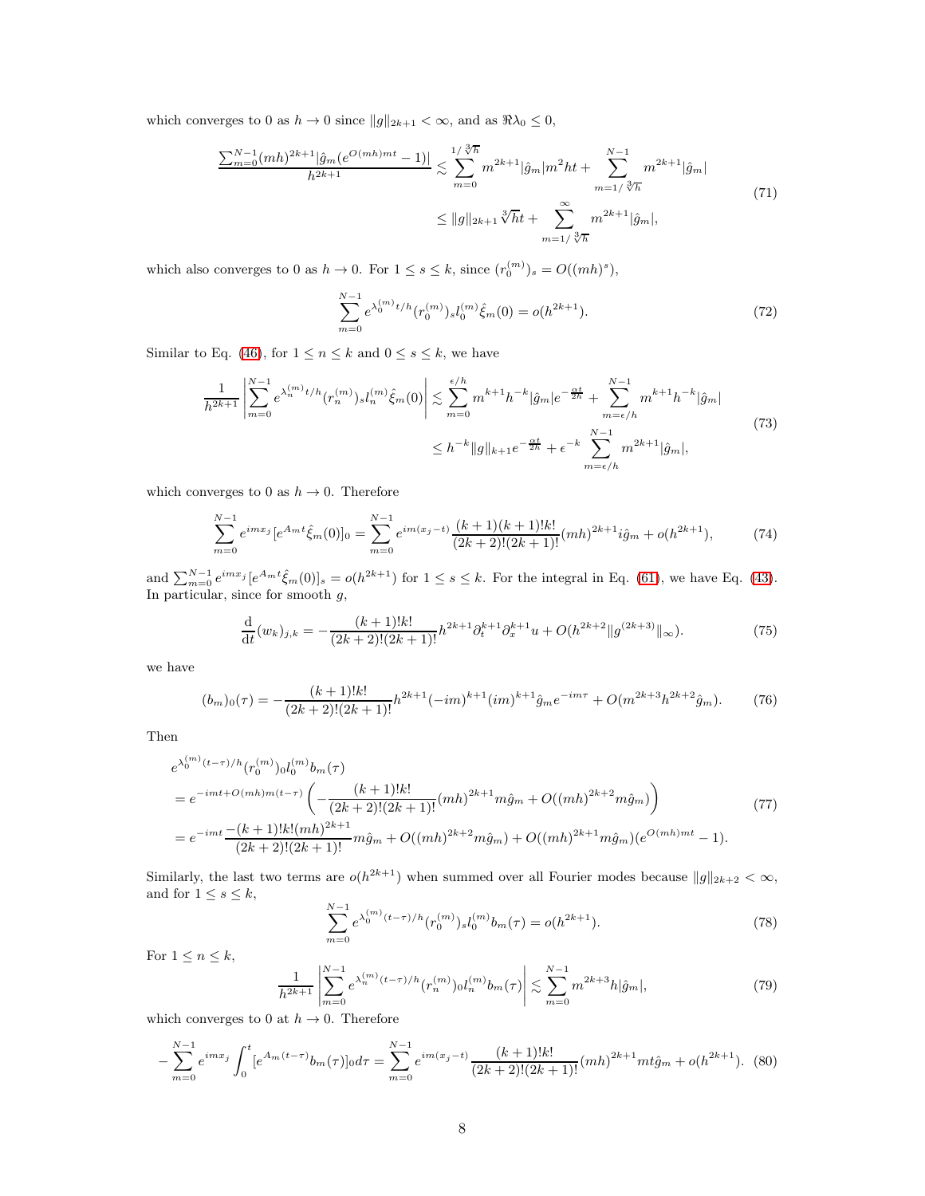which converges to 0 as $h \to 0$ since $\|g\|_{2k+1} < \infty$, and as $\Re\lambda_0 \le 0$,

$$
\begin{aligned}
\frac{\sum_{m=0}^{N-1}(mh)^{2k+1}|\hat{g}_m(e^{O(mh)mt}-1)|}{h^{2k+1}} &\lesssim \sum_{m=0}^{1/\sqrt[3]{h}} m^{2k+1}|\hat{g}_m|m^2ht + \sum_{m=1/\sqrt[3]{h}}^{N-1} m^{2k+1}|\hat{g}_m| \\
&\le \|g\|_{2k+1}\sqrt[3]{h}t + \sum_{m=1/\sqrt[3]{h}}^{\infty} m^{2k+1}|\hat{g}_m|,
\end{aligned}
\tag{71}
$$

which also converges to 0 as $h \to 0$. For $1 \le s \le k$, since $(r_0^{(m)})_s = O((mh)^s)$,

$$
\sum_{m=0}^{N-1} e^{\lambda_0^{(m)}t/h}(r_0^{(m)})_s l_0^{(m)}\hat{\xi}_m(0) = o(h^{2k+1}). \tag{72}
$$

Similar to Eq. (46), for $1 \le n \le k$ and $0 \le s \le k$, we have

$$
\begin{aligned}
\frac{1}{h^{2k+1}}\left|\sum_{m=0}^{N-1} e^{\lambda_n^{(m)}t/h}(r_n^{(m)})_s l_n^{(m)}\hat{\xi}_m(0)\right| &\lesssim \sum_{m=0}^{\epsilon/h} m^{k+1}h^{-k}|\hat{g}_m|e^{-\frac{\alpha t}{2h}} + \sum_{m=\epsilon/h}^{N-1} m^{k+1}h^{-k}|\hat{g}_m| \\
&\le h^{-k}\|g\|_{k+1}e^{-\frac{\alpha t}{2h}} + \epsilon^{-k}\sum_{m=\epsilon/h}^{N-1} m^{2k+1}|\hat{g}_m|,
\end{aligned}
\tag{73}
$$

which converges to 0 as $h \to 0$. Therefore

$$
\sum_{m=0}^{N-1} e^{imx_j}[e^{A_m t}\hat{\xi}_m(0)]_0 = \sum_{m=0}^{N-1} e^{im(x_j-t)}\frac{(k+1)(k+1)!k!}{(2k+2)!(2k+1)!}(mh)^{2k+1}i\hat{g}_m + o(h^{2k+1}), \tag{74}
$$

and $\sum_{m=0}^{N-1} e^{imx_j}[e^{A_m t}\hat{\xi}_m(0)]_s = o(h^{2k+1})$ for $1 \le s \le k$. For the integral in Eq. (61), we have Eq. (43). In particular, since for smooth $g$,

$$
\frac{\mathrm{d}}{\mathrm{d}t}(w_k)_{j,k} = -\frac{(k+1)!k!}{(2k+2)!(2k+1)!}h^{2k+1}\partial_t^{k+1}\partial_x^{k+1}u + O(h^{2k+2}\|g^{(2k+3)}\|_\infty). \tag{75}
$$

we have

$$
(b_m)_0(\tau) = -\frac{(k+1)!k!}{(2k+2)!(2k+1)!}h^{2k+1}(-im)^{k+1}(im)^{k+1}\hat{g}_m e^{-im\tau} + O(m^{2k+3}h^{2k+2}\hat{g}_m). \tag{76}
$$

Then

$$
\begin{aligned}
&e^{\lambda_0^{(m)}(t-\tau)/h}(r_0^{(m)})_0 l_0^{(m)} b_m(\tau) \\
&= e^{-imt+O(mh)m(t-\tau)}\left(-\frac{(k+1)!k!}{(2k+2)!(2k+1)!}(mh)^{2k+1}m\hat{g}_m + O((mh)^{2k+2}m\hat{g}_m)\right) \\
&= e^{-imt}\frac{-(k+1)!k!(mh)^{2k+1}}{(2k+2)!(2k+1)!}m\hat{g}_m + O((mh)^{2k+2}m\hat{g}_m) + O((mh)^{2k+1}m\hat{g}_m)(e^{O(mh)mt}-1).
\end{aligned}
\tag{77}
$$

Similarly, the last two terms are $o(h^{2k+1})$ when summed over all Fourier modes because $\|g\|_{2k+2} < \infty$, and for $1 \le s \le k$,

$$
\sum_{m=0}^{N-1} e^{\lambda_0^{(m)}(t-\tau)/h}(r_0^{(m)})_s l_0^{(m)} b_m(\tau) = o(h^{2k+1}). \tag{78}
$$

For $1 \le n \le k$,

$$
\frac{1}{h^{2k+1}}\left|\sum_{m=0}^{N-1} e^{\lambda_n^{(m)}(t-\tau)/h}(r_n^{(m)})_0 l_n^{(m)} b_m(\tau)\right| \lesssim \sum_{m=0}^{N-1} m^{2k+3}h|\hat{g}_m|, \tag{79}
$$

which converges to 0 at $h \to 0$. Therefore

$$
-\sum_{m=0}^{N-1} e^{imx_j}\int_0^t [e^{A_m(t-\tau)}b_m(\tau)]_0 d\tau = \sum_{m=0}^{N-1} e^{im(x_j-t)}\frac{(k+1)!k!}{(2k+2)!(2k+1)!}(mh)^{2k+1}mt\hat{g}_m + o(h^{2k+1}). \tag{80}
$$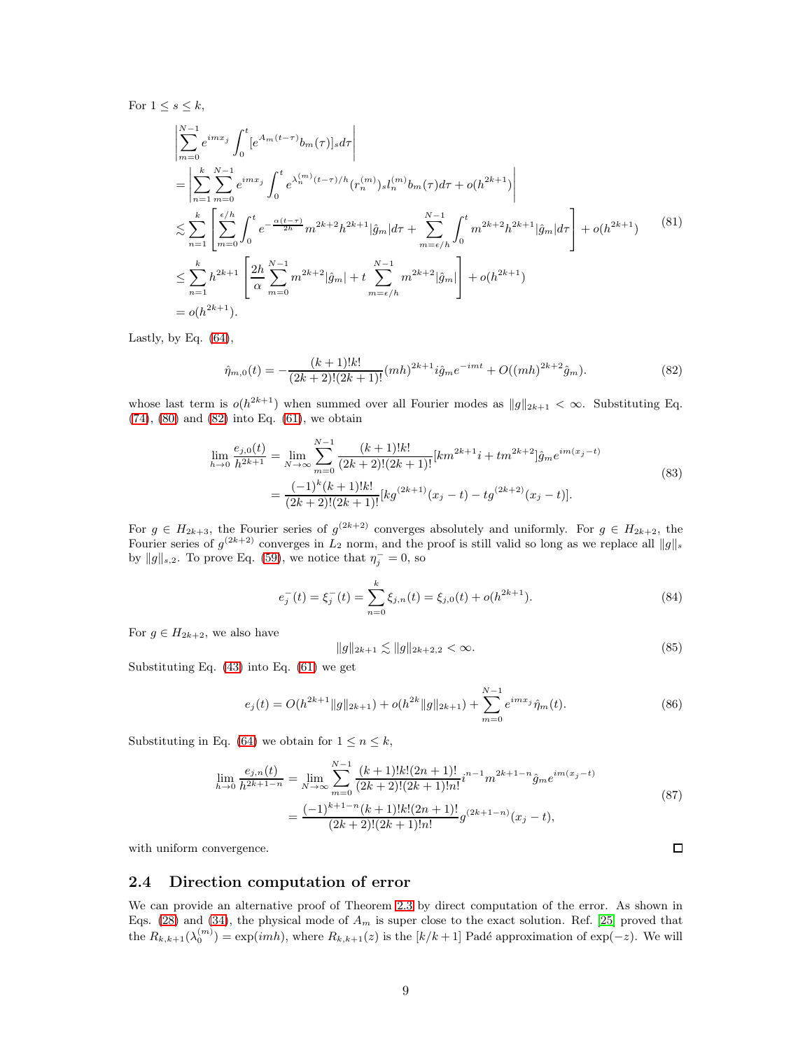For $1 \le s \le k$,

$$
\begin{aligned}
&\left|\sum_{m=0}^{N-1} e^{imx_j}\int_0^t [e^{A_m(t-\tau)}b_m(\tau)]_s d\tau\right| \\
&= \left|\sum_{n=1}^{k}\sum_{m=0}^{N-1} e^{imx_j}\int_0^t e^{\lambda_n^{(m)}(t-\tau)/h}(r_n^{(m)})_s l_n^{(m)} b_m(\tau)d\tau + o(h^{2k+1})\right| \\
&\lesssim \sum_{n=1}^{k}\left[\sum_{m=0}^{\epsilon/h}\int_0^t e^{-\frac{\alpha(t-\tau)}{2h}} m^{2k+2}h^{2k+1}|\hat{g}_m|d\tau + \sum_{m=\epsilon/h}^{N-1}\int_0^t m^{2k+2}h^{2k+1}|\hat{g}_m|d\tau\right] + o(h^{2k+1}) \\
&\le \sum_{n=1}^{k} h^{2k+1}\left[\frac{2h}{\alpha}\sum_{m=0}^{N-1} m^{2k+2}|\hat{g}_m| + t\sum_{m=\epsilon/h}^{N-1} m^{2k+2}|\hat{g}_m|\right] + o(h^{2k+1}) \\
&= o(h^{2k+1}).
\end{aligned}
\tag{81}
$$

Lastly, by Eq. (64),

$$
\hat{\eta}_{m,0}(t) = -\frac{(k+1)!k!}{(2k+2)!(2k+1)!}(mh)^{2k+1} i\hat{g}_m e^{-imt} + O((mh)^{2k+2}\hat{g}_m). \tag{82}
$$

whose last term is $o(h^{2k+1})$ when summed over all Fourier modes as $\|g\|_{2k+1} < \infty$. Substituting Eq. (74), (80) and (82) into Eq. (61), we obtain

$$
\begin{aligned}
\lim_{h\to 0}\frac{e_{j,0}(t)}{h^{2k+1}} &= \lim_{N\to\infty}\sum_{m=0}^{N-1}\frac{(k+1)!k!}{(2k+2)!(2k+1)!}[km^{2k+1}i + tm^{2k+2}]\hat{g}_m e^{im(x_j-t)} \\
&= \frac{(-1)^k(k+1)!k!}{(2k+2)!(2k+1)!}[kg^{(2k+1)}(x_j-t) - tg^{(2k+2)}(x_j-t)].
\end{aligned}
\tag{83}
$$

For $g \in H_{2k+3}$, the Fourier series of $g^{(2k+2)}$ converges absolutely and uniformly. For $g \in H_{2k+2}$, the Fourier series of $g^{(2k+2)}$ converges in $L_2$ norm, and the proof is still valid so long as we replace all $\|g\|_s$ by $\|g\|_{s,2}$. To prove Eq. (59), we notice that $\eta_j^- = 0$, so

$$
e_j^-(t) = \xi_j^-(t) = \sum_{n=0}^{k}\xi_{j,n}(t) = \xi_{j,0}(t) + o(h^{2k+1}). \tag{84}
$$

For $g \in H_{2k+2}$, we also have

$$
\|g\|_{2k+1} \lesssim \|g\|_{2k+2,2} < \infty. \tag{85}
$$

Substituting Eq. (43) into Eq. (61) we get

$$
e_j(t) = O(h^{2k+1}\|g\|_{2k+1}) + o(h^{2k}\|g\|_{2k+1}) + \sum_{m=0}^{N-1} e^{imx_j}\hat{\eta}_m(t). \tag{86}
$$

Substituting in Eq. (64) we obtain for $1 \le n \le k$,

$$
\begin{aligned}
\lim_{h\to 0}\frac{e_{j,n}(t)}{h^{2k+1-n}} &= \lim_{N\to\infty}\sum_{m=0}^{N-1}\frac{(k+1)!k!(2n+1)!}{(2k+2)!(2k+1)!n!} i^{n-1} m^{2k+1-n}\hat{g}_m e^{im(x_j-t)} \\
&= \frac{(-1)^{k+1-n}(k+1)!k!(2n+1)!}{(2k+2)!(2k+1)!n!} g^{(2k+1-n)}(x_j-t),
\end{aligned}
\tag{87}
$$

with uniform convergence. □

## 2.4 Direction computation of error

We can provide an alternative proof of Theorem 2.3 by direct computation of the error. As shown in Eqs. (28) and (34), the physical mode of $A_m$ is super close to the exact solution. Ref. [25] proved that the $R_{k,k+1}(\lambda_0^{(m)}) = \exp(imh)$, where $R_{k,k+1}(z)$ is the $[k/k+1]$ Padé approximation of $\exp(-z)$. We will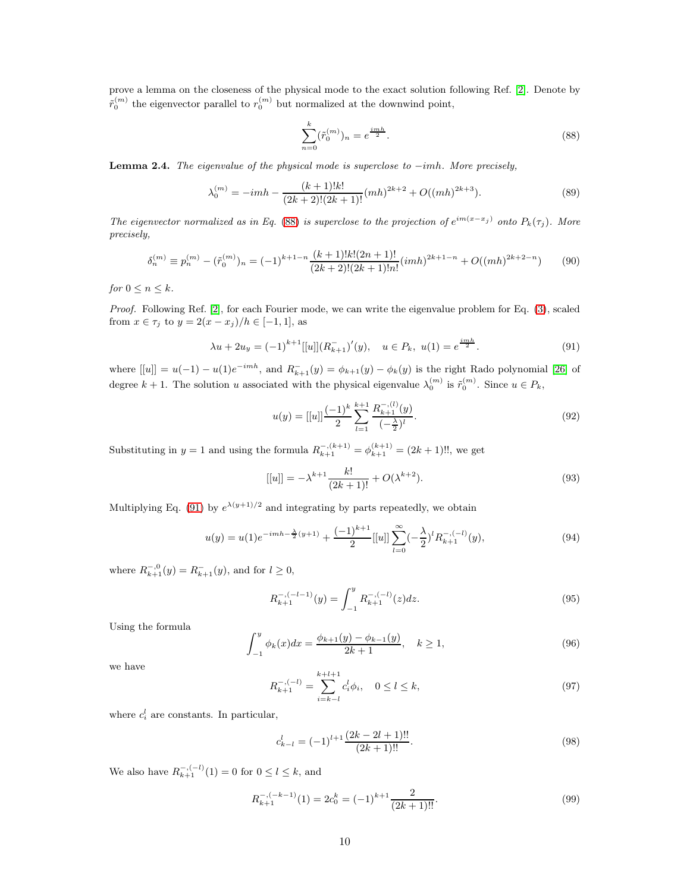prove a lemma on the closeness of the physical mode to the exact solution following Ref. [2]. Denote by $\tilde{r}_0^{(m)}$ the eigenvector parallel to $r_0^{(m)}$ but normalized at the downwind point,

$$\sum_{n=0}^{k} (\tilde{r}_0^{(m)})_n = e^{\frac{imh}{2}}. \tag{88}$$

**Lemma 2.4.** *The eigenvalue of the physical mode is superclose to $-imh$. More precisely,*

$$\lambda_0^{(m)} = -imh - \frac{(k+1)!k!}{(2k+2)!(2k+1)!}(mh)^{2k+2} + O((mh)^{2k+3}). \tag{89}$$

*The eigenvector normalized as in Eq. (88) is superclose to the projection of $e^{im(x-x_j)}$ onto $P_k(\tau_j)$. More precisely,*

$$\delta_n^{(m)} \equiv p_n^{(m)} - (\tilde{r}_0^{(m)})_n = (-1)^{k+1-n}\frac{(k+1)!k!(2n+1)!}{(2k+2)!(2k+1)!n!}(imh)^{2k+1-n} + O((mh)^{2k+2-n}) \tag{90}$$

*for $0 \le n \le k$.*

*Proof.* Following Ref. [2], for each Fourier mode, we can write the eigenvalue problem for Eq. (3), scaled from $x \in \tau_j$ to $y = 2(x - x_j)/h \in [-1, 1]$, as

$$\lambda u + 2u_y = (-1)^{k+1}[[u]](R_{k+1}^-)'(y), \quad u \in P_k,\ u(1) = e^{\frac{imh}{2}}. \tag{91}$$

where $[[u]] = u(-1) - u(1)e^{-imh}$, and $R_{k+1}^-(y) = \phi_{k+1}(y) - \phi_k(y)$ is the right Rado polynomial [26] of degree $k+1$. The solution $u$ associated with the physical eigenvalue $\lambda_0^{(m)}$ is $\tilde{r}_0^{(m)}$. Since $u \in P_k$,

$$u(y) = [[u]]\frac{(-1)^k}{2}\sum_{l=1}^{k+1}\frac{R_{k+1}^{-,(l)}(y)}{(-\frac{\lambda}{2})^l}. \tag{92}$$

Substituting in $y = 1$ and using the formula $R_{k+1}^{-,(k+1)} = \phi_{k+1}^{(k+1)} = (2k+1)!!$, we get

$$[[u]] = -\lambda^{k+1}\frac{k!}{(2k+1)!} + O(\lambda^{k+2}). \tag{93}$$

Multiplying Eq. (91) by $e^{\lambda(y+1)/2}$ and integrating by parts repeatedly, we obtain

$$u(y) = u(1)e^{-imh-\frac{\lambda}{2}(y+1)} + \frac{(-1)^{k+1}}{2}[[u]]\sum_{l=0}^{\infty}(-\frac{\lambda}{2})^l R_{k+1}^{-,(-l)}(y), \tag{94}$$

where $R_{k+1}^{-,0}(y) = R_{k+1}^-(y)$, and for $l \ge 0$,

$$R_{k+1}^{-,(-l-1)}(y) = \int_{-1}^{y} R_{k+1}^{-,(-l)}(z)dz. \tag{95}$$

Using the formula

$$\int_{-1}^{y}\phi_k(x)dx = \frac{\phi_{k+1}(y) - \phi_{k-1}(y)}{2k+1}, \quad k \ge 1, \tag{96}$$

we have

$$R_{k+1}^{-,(-l)} = \sum_{i=k-l}^{k+l+1} c_i^l \phi_i, \quad 0 \le l \le k, \tag{97}$$

where $c_i^l$ are constants. In particular,

$$c_{k-l}^l = (-1)^{l+1}\frac{(2k-2l+1)!!}{(2k+1)!!}. \tag{98}$$

We also have $R_{k+1}^{-,(-l)}(1) = 0$ for $0 \le l \le k$, and

$$R_{k+1}^{-,(-k-1)}(1) = 2c_0^k = (-1)^{k+1}\frac{2}{(2k+1)!!}. \tag{99}$$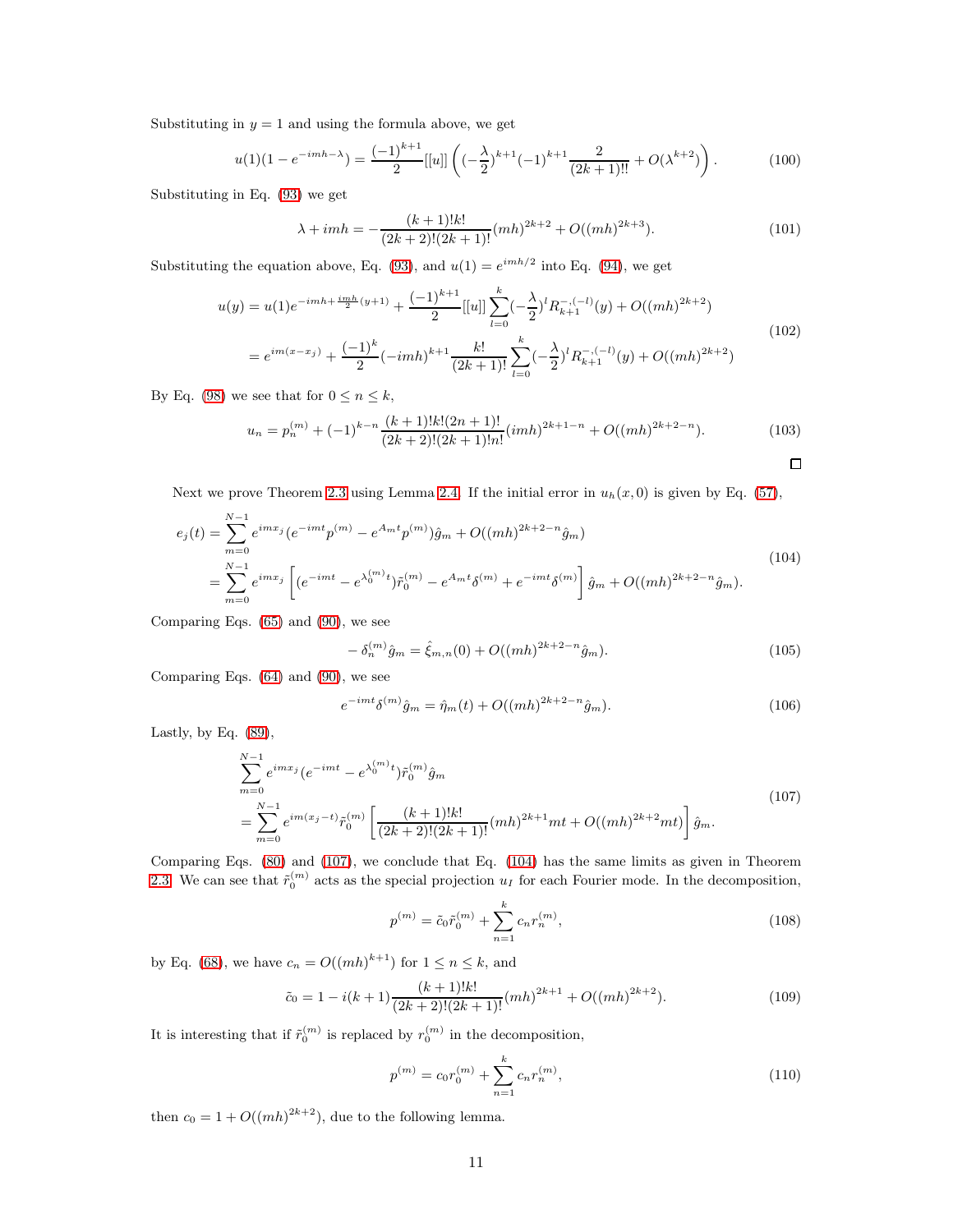Substituting in $y = 1$ and using the formula above, we get

$$u(1)(1 - e^{-imh-\lambda}) = \frac{(-1)^{k+1}}{2}[[u]]\left((-\frac{\lambda}{2})^{k+1}(-1)^{k+1}\frac{2}{(2k+1)!!} + O(\lambda^{k+2})\right). \tag{100}$$

Substituting in Eq. (93) we get

$$\lambda + imh = -\frac{(k+1)!k!}{(2k+2)!(2k+1)!}(mh)^{2k+2} + O((mh)^{2k+3}). \tag{101}$$

Substituting the equation above, Eq. (93), and $u(1) = e^{imh/2}$ into Eq. (94), we get

$$\begin{aligned}
u(y) &= u(1)e^{-imh + \frac{imh}{2}(y+1)} + \frac{(-1)^{k+1}}{2}[[u]]\sum_{l=0}^{k}(-\frac{\lambda}{2})^l R_{k+1}^{-,(-l)}(y) + O((mh)^{2k+2}) \\
&= e^{im(x-x_j)} + \frac{(-1)^k}{2}(-imh)^{k+1}\frac{k!}{(2k+1)!}\sum_{l=0}^{k}(-\frac{\lambda}{2})^l R_{k+1}^{-,(-l)}(y) + O((mh)^{2k+2})
\end{aligned} \tag{102}$$

By Eq. (98) we see that for $0 \le n \le k$,

$$u_n = p_n^{(m)} + (-1)^{k-n}\frac{(k+1)!k!(2n+1)!}{(2k+2)!(2k+1)!n!}(imh)^{2k+1-n} + O((mh)^{2k+2-n}). \tag{103}$$

□

Next we prove Theorem 2.3 using Lemma 2.4. If the initial error in $u_h(x,0)$ is given by Eq. (57),

$$\begin{aligned}
e_j(t) &= \sum_{m=0}^{N-1} e^{imx_j}(e^{-imt}p^{(m)} - e^{A_m t}p^{(m)})\hat{g}_m + O((mh)^{2k+2-n}\hat{g}_m) \\
&= \sum_{m=0}^{N-1} e^{imx_j}\left[(e^{-imt} - e^{\lambda_0^{(m)}t})\tilde{r}_0^{(m)} - e^{A_m t}\delta^{(m)} + e^{-imt}\delta^{(m)}\right]\hat{g}_m + O((mh)^{2k+2-n}\hat{g}_m).
\end{aligned} \tag{104}$$

Comparing Eqs. (65) and (90), we see

$$-\delta_n^{(m)}\hat{g}_m = \hat{\xi}_{m,n}(0) + O((mh)^{2k+2-n}\hat{g}_m). \tag{105}$$

Comparing Eqs. (64) and (90), we see

$$e^{-imt}\delta^{(m)}\hat{g}_m = \hat{\eta}_m(t) + O((mh)^{2k+2-n}\hat{g}_m). \tag{106}$$

Lastly, by Eq. (89),

$$\begin{aligned}
&\sum_{m=0}^{N-1} e^{imx_j}(e^{-imt} - e^{\lambda_0^{(m)}t})\tilde{r}_0^{(m)}\hat{g}_m \\
&= \sum_{m=0}^{N-1} e^{im(x_j-t)}\tilde{r}_0^{(m)}\left[\frac{(k+1)!k!}{(2k+2)!(2k+1)!}(mh)^{2k+1}mt + O((mh)^{2k+2}mt)\right]\hat{g}_m.
\end{aligned} \tag{107}$$

Comparing Eqs. (80) and (107), we conclude that Eq. (104) has the same limits as given in Theorem 2.3. We can see that $\tilde{r}_0^{(m)}$ acts as the special projection $u_I$ for each Fourier mode. In the decomposition,

$$p^{(m)} = \tilde{c}_0\tilde{r}_0^{(m)} + \sum_{n=1}^{k} c_n r_n^{(m)}, \tag{108}$$

by Eq. (68), we have $c_n = O((mh)^{k+1})$ for $1 \le n \le k$, and

$$\tilde{c}_0 = 1 - i(k+1)\frac{(k+1)!k!}{(2k+2)!(2k+1)!}(mh)^{2k+1} + O((mh)^{2k+2}). \tag{109}$$

It is interesting that if $\tilde{r}_0^{(m)}$ is replaced by $r_0^{(m)}$ in the decomposition,

$$p^{(m)} = c_0 r_0^{(m)} + \sum_{n=1}^{k} c_n r_n^{(m)}, \tag{110}$$

then $c_0 = 1 + O((mh)^{2k+2})$, due to the following lemma.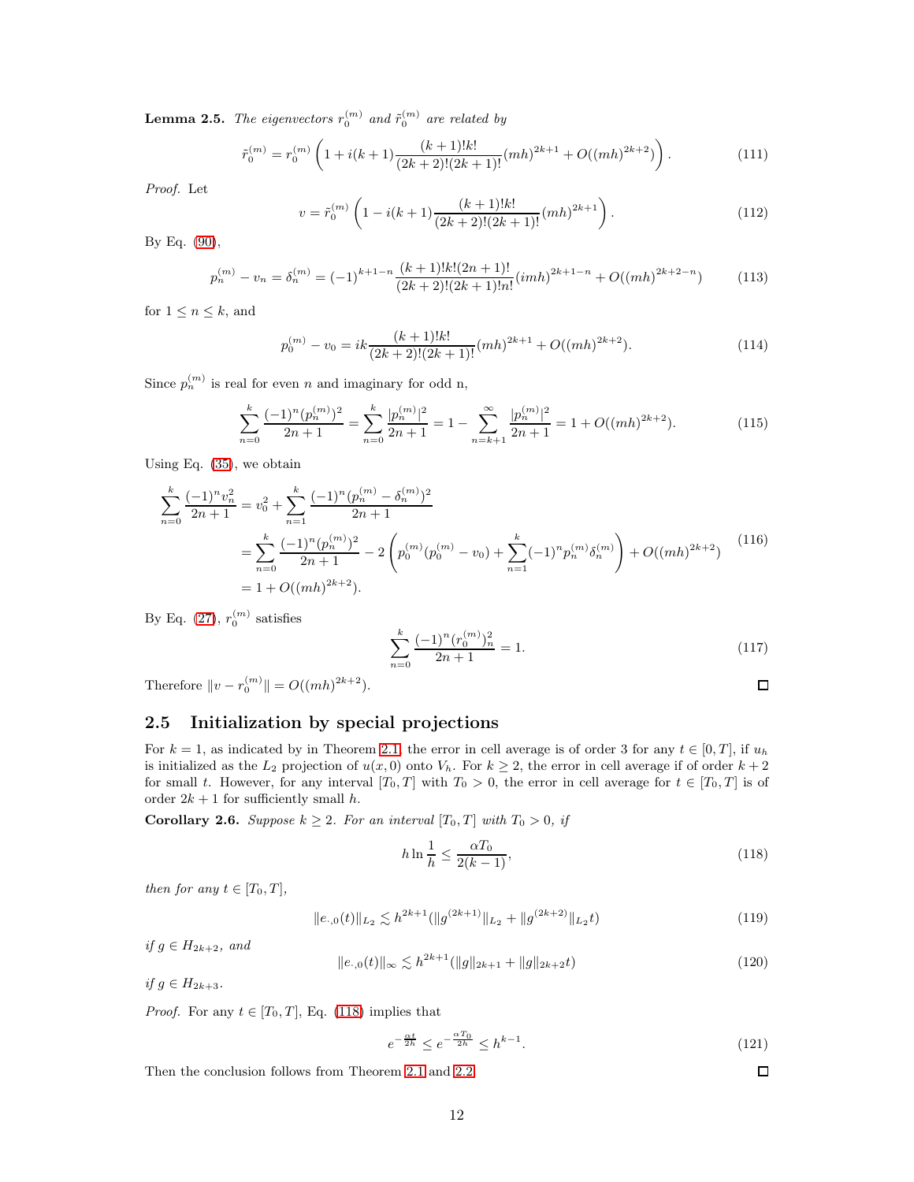**Lemma 2.5.** *The eigenvectors $r_0^{(m)}$ and $\tilde{r}_0^{(m)}$ are related by*

$$\tilde{r}_0^{(m)} = r_0^{(m)} \left(1 + i(k+1)\frac{(k+1)!k!}{(2k+2)!(2k+1)!}(mh)^{2k+1} + O((mh)^{2k+2})\right). \tag{111}$$

*Proof.* Let

$$v = \tilde{r}_0^{(m)} \left(1 - i(k+1)\frac{(k+1)!k!}{(2k+2)!(2k+1)!}(mh)^{2k+1}\right). \tag{112}$$

By Eq. (90),

$$p_n^{(m)} - v_n = \delta_n^{(m)} = (-1)^{k+1-n}\frac{(k+1)!k!(2n+1)!}{(2k+2)!(2k+1)!n!}(imh)^{2k+1-n} + O((mh)^{2k+2-n}) \tag{113}$$

for $1 \le n \le k$, and

$$p_0^{(m)} - v_0 = ik\frac{(k+1)!k!}{(2k+2)!(2k+1)!}(mh)^{2k+1} + O((mh)^{2k+2}). \tag{114}$$

Since $p_n^{(m)}$ is real for even $n$ and imaginary for odd n,

$$\sum_{n=0}^{k} \frac{(-1)^n (p_n^{(m)})^2}{2n+1} = \sum_{n=0}^{k} \frac{|p_n^{(m)}|^2}{2n+1} = 1 - \sum_{n=k+1}^{\infty} \frac{|p_n^{(m)}|^2}{2n+1} = 1 + O((mh)^{2k+2}). \tag{115}$$

Using Eq. (35), we obtain

$$\begin{aligned}
\sum_{n=0}^{k} \frac{(-1)^n v_n^2}{2n+1} &= v_0^2 + \sum_{n=1}^{k} \frac{(-1)^n (p_n^{(m)} - \delta_n^{(m)})^2}{2n+1} \\
&= \sum_{n=0}^{k} \frac{(-1)^n (p_n^{(m)})^2}{2n+1} - 2\left(p_0^{(m)}(p_0^{(m)} - v_0) + \sum_{n=1}^{k} (-1)^n p_n^{(m)} \delta_n^{(m)}\right) + O((mh)^{2k+2}) \\
&= 1 + O((mh)^{2k+2}).
\end{aligned} \tag{116}$$

By Eq. (27), $r_0^{(m)}$ satisfies

$$\sum_{n=0}^{k} \frac{(-1)^n (r_0^{(m)})_n^2}{2n+1} = 1. \tag{117}$$

Therefore $\|v - r_0^{(m)}\| = O((mh)^{2k+2})$. ◻

## 2.5 Initialization by special projections

For $k = 1$, as indicated by in Theorem 2.1, the error in cell average is of order 3 for any $t \in [0, T]$, if $u_h$ is initialized as the $L_2$ projection of $u(x, 0)$ onto $V_h$. For $k \ge 2$, the error in cell average if of order $k+2$ for small $t$. However, for any interval $[T_0, T]$ with $T_0 > 0$, the error in cell average for $t \in [T_0, T]$ is of order $2k+1$ for sufficiently small $h$.

**Corollary 2.6.** *Suppose $k \ge 2$. For an interval $[T_0, T]$ with $T_0 > 0$, if*

$$h \ln \frac{1}{h} \le \frac{\alpha T_0}{2(k-1)}, \tag{118}$$

*then for any $t \in [T_0, T]$,*

$$\|e_{\cdot,0}(t)\|_{L_2} \lesssim h^{2k+1}(\|g^{(2k+1)}\|_{L_2} + \|g^{(2k+2)}\|_{L_2} t) \tag{119}$$

*if $g \in H_{2k+2}$, and*

$$\|e_{\cdot,0}(t)\|_{\infty} \lesssim h^{2k+1}(\|g\|_{2k+1} + \|g\|_{2k+2} t) \tag{120}$$

*if $g \in H_{2k+3}$.*

*Proof.* For any $t \in [T_0, T]$, Eq. (118) implies that

$$e^{-\frac{\alpha t}{2h}} \le e^{-\frac{\alpha T_0}{2h}} \le h^{k-1}. \tag{121}$$

Then the conclusion follows from Theorem 2.1 and 2.2. ◻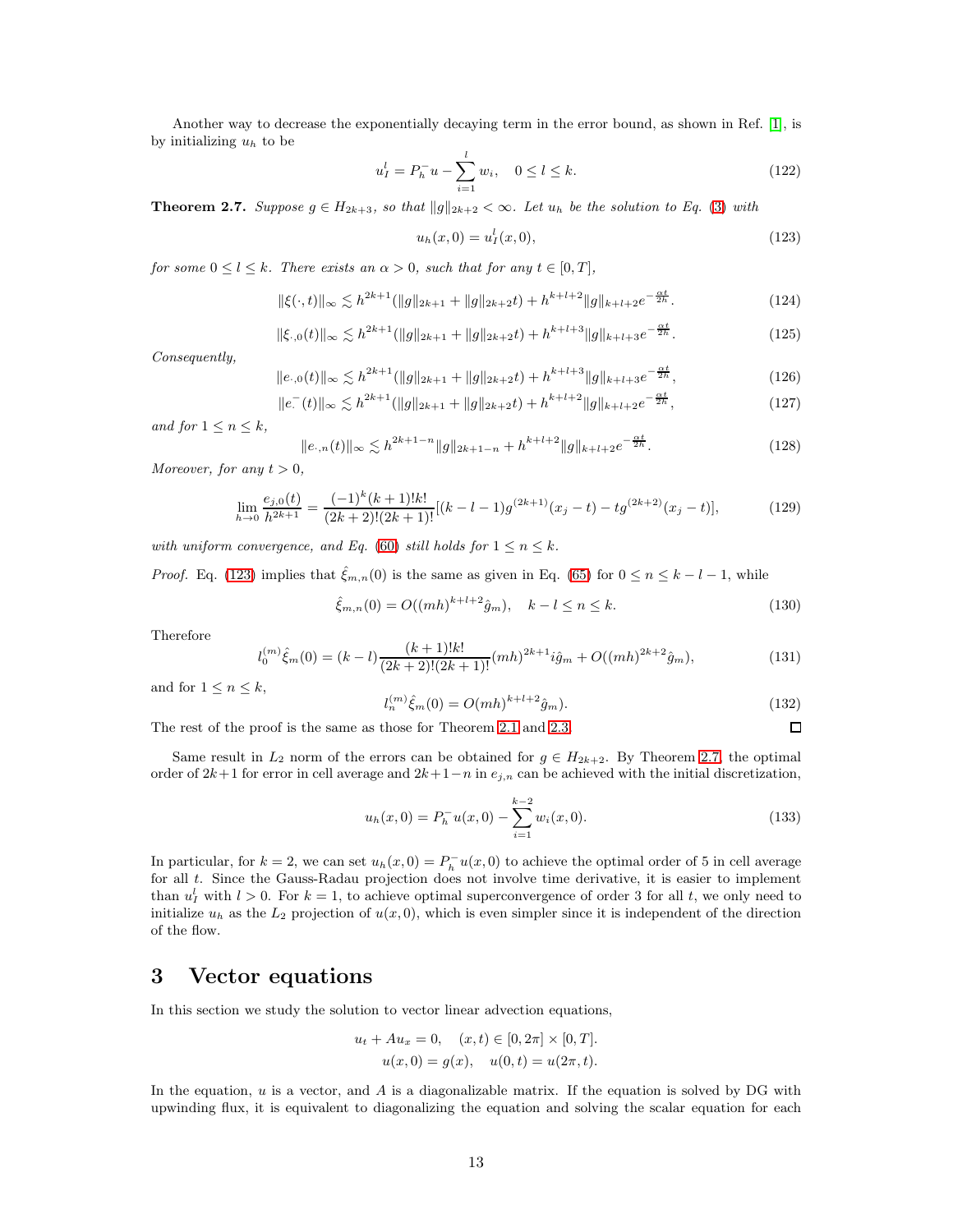Another way to decrease the exponentially decaying term in the error bound, as shown in Ref. [1], is by initializing $u_h$ to be

$$u_I^l = P_h^- u - \sum_{i=1}^{l} w_i, \quad 0 \le l \le k. \tag{122}$$

**Theorem 2.7.** *Suppose $g \in H_{2k+3}$, so that $\|g\|_{2k+2} < \infty$. Let $u_h$ be the solution to Eq. (3) with*

$$u_h(x,0) = u_I^l(x,0), \tag{123}$$

*for some $0 \le l \le k$. There exists an $\alpha > 0$, such that for any $t \in [0,T]$,*

$$\|\xi(\cdot,t)\|_\infty \lesssim h^{2k+1}(\|g\|_{2k+1} + \|g\|_{2k+2}t) + h^{k+l+2}\|g\|_{k+l+2}e^{-\frac{\alpha t}{2h}}. \tag{124}$$

$$\|\xi_{\cdot,0}(t)\|_\infty \lesssim h^{2k+1}(\|g\|_{2k+1} + \|g\|_{2k+2}t) + h^{k+l+3}\|g\|_{k+l+3}e^{-\frac{\alpha t}{2h}}. \tag{125}$$

*Consequently,*

$$\|e_{\cdot,0}(t)\|_\infty \lesssim h^{2k+1}(\|g\|_{2k+1} + \|g\|_{2k+2}t) + h^{k+l+3}\|g\|_{k+l+3}e^{-\frac{\alpha t}{2h}}, \tag{126}$$

$$\|e_{\cdot}^-(t)\|_\infty \lesssim h^{2k+1}(\|g\|_{2k+1} + \|g\|_{2k+2}t) + h^{k+l+2}\|g\|_{k+l+2}e^{-\frac{\alpha t}{2h}}, \tag{127}$$

*and for $1 \le n \le k$,*

$$\|e_{\cdot,n}(t)\|_\infty \lesssim h^{2k+1-n}\|g\|_{2k+1-n} + h^{k+l+2}\|g\|_{k+l+2}e^{-\frac{\alpha t}{2h}}. \tag{128}$$

*Moreover, for any $t > 0$,*

$$\lim_{h\to 0} \frac{e_{j,0}(t)}{h^{2k+1}} = \frac{(-1)^k(k+1)!k!}{(2k+2)!(2k+1)!}[(k-l-1)g^{(2k+1)}(x_j - t) - tg^{(2k+2)}(x_j - t)], \tag{129}$$

*with uniform convergence, and Eq. (60) still holds for $1 \le n \le k$.*

*Proof.* Eq. (123) implies that $\hat{\xi}_{m,n}(0)$ is the same as given in Eq. (65) for $0 \le n \le k-l-1$, while

$$\hat{\xi}_{m,n}(0) = O((mh)^{k+l+2}\hat{g}_m), \quad k-l \le n \le k. \tag{130}$$

Therefore

$$l_0^{(m)}\hat{\xi}_m(0) = (k-l)\frac{(k+1)!k!}{(2k+2)!(2k+1)!}(mh)^{2k+1}i\hat{g}_m + O((mh)^{2k+2}\hat{g}_m), \tag{131}$$

and for $1 \le n \le k$,

$$l_n^{(m)}\hat{\xi}_m(0) = O(mh)^{k+l+2}\hat{g}_m). \tag{132}$$

The rest of the proof is the same as those for Theorem 2.1 and 2.3. $\square$

Same result in $L_2$ norm of the errors can be obtained for $g \in H_{2k+2}$. By Theorem 2.7, the optimal order of $2k+1$ for error in cell average and $2k+1-n$ in $e_{j,n}$ can be achieved with the initial discretization,

$$u_h(x,0) = P_h^- u(x,0) - \sum_{i=1}^{k-2} w_i(x,0). \tag{133}$$

In particular, for $k=2$, we can set $u_h(x,0) = P_h^- u(x,0)$ to achieve the optimal order of 5 in cell average for all $t$. Since the Gauss-Radau projection does not involve time derivative, it is easier to implement than $u_I^l$ with $l > 0$. For $k=1$, to achieve optimal superconvergence of order 3 for all $t$, we only need to initialize $u_h$ as the $L_2$ projection of $u(x,0)$, which is even simpler since it is independent of the direction of the flow.

# 3 Vector equations

In this section we study the solution to vector linear advection equations,

$$u_t + Au_x = 0, \quad (x,t) \in [0,2\pi] \times [0,T].$$
$$u(x,0) = g(x), \quad u(0,t) = u(2\pi,t).$$

In the equation, $u$ is a vector, and $A$ is a diagonalizable matrix. If the equation is solved by DG with upwinding flux, it is equivalent to diagonalizing the equation and solving the scalar equation for each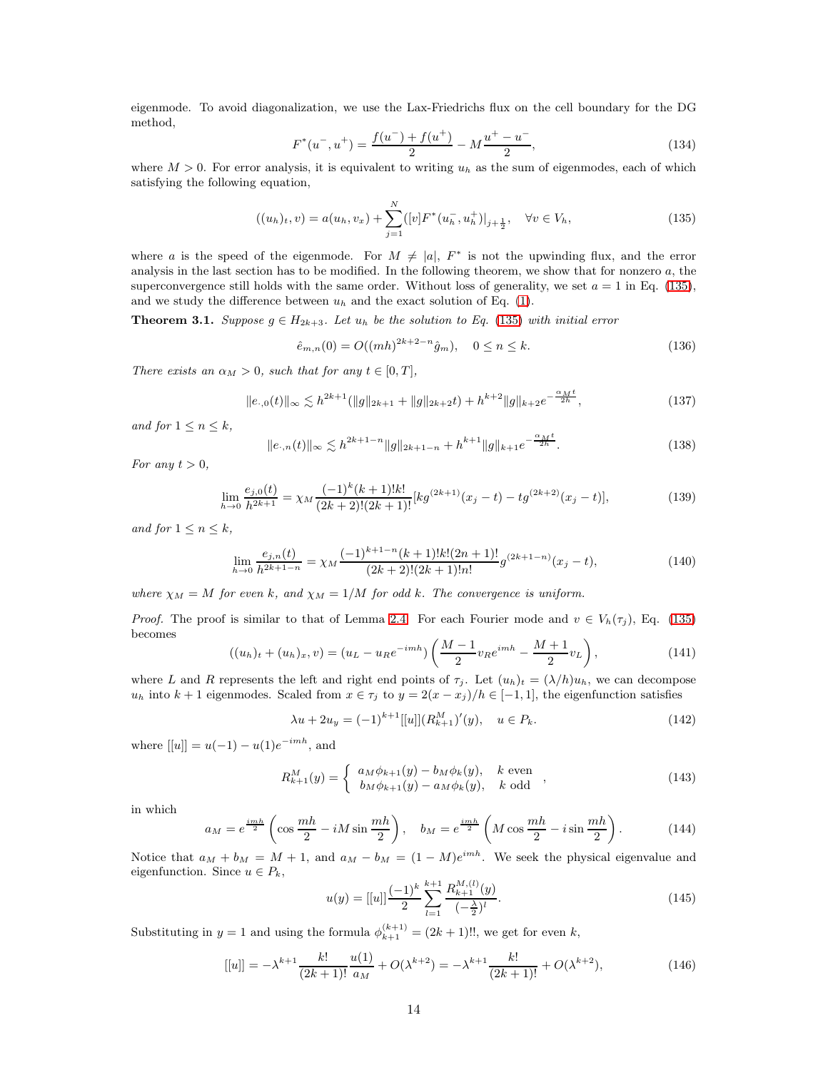eigenmode. To avoid diagonalization, we use the Lax-Friedrichs flux on the cell boundary for the DG method,

$$F^*(u^-, u^+) = \frac{f(u^-) + f(u^+)}{2} - M\frac{u^+ - u^-}{2}, \tag{134}$$

where $M > 0$. For error analysis, it is equivalent to writing $u_h$ as the sum of eigenmodes, each of which satisfying the following equation,

$$((u_h)_t, v) = a(u_h, v_x) + \sum_{j=1}^{N}([v]F^*(u_h^-, u_h^+)|_{j+\frac{1}{2}}, \quad \forall v \in V_h, \tag{135}$$

where $a$ is the speed of the eigenmode. For $M \neq |a|$, $F^*$ is not the upwinding flux, and the error analysis in the last section has to be modified. In the following theorem, we show that for nonzero $a$, the superconvergence still holds with the same order. Without loss of generality, we set $a = 1$ in Eq. (135), and we study the difference between $u_h$ and the exact solution of Eq. (1).

**Theorem 3.1.** *Suppose $g \in H_{2k+3}$. Let $u_h$ be the solution to Eq. (135) with initial error*

$$\hat{e}_{m,n}(0) = O((mh)^{2k+2-n}\hat{g}_m), \quad 0 \le n \le k. \tag{136}$$

*There exists an $\alpha_M > 0$, such that for any $t \in [0, T]$,*

$$\|e_{\cdot,0}(t)\|_\infty \lesssim h^{2k+1}(\|g\|_{2k+1} + \|g\|_{2k+2}t) + h^{k+2}\|g\|_{k+2}e^{-\frac{\alpha_M t}{2h}}, \tag{137}$$

*and for $1 \le n \le k$,*

$$\|e_{\cdot,n}(t)\|_\infty \lesssim h^{2k+1-n}\|g\|_{2k+1-n} + h^{k+1}\|g\|_{k+1}e^{-\frac{\alpha_M t}{2h}}. \tag{138}$$

*For any $t > 0$,*

$$\lim_{h\to 0}\frac{e_{j,0}(t)}{h^{2k+1}} = \chi_M\frac{(-1)^k(k+1)!k!}{(2k+2)!(2k+1)!}[kg^{(2k+1)}(x_j - t) - tg^{(2k+2)}(x_j - t)], \tag{139}$$

*and for $1 \le n \le k$,*

$$\lim_{h\to 0}\frac{e_{j,n}(t)}{h^{2k+1-n}} = \chi_M\frac{(-1)^{k+1-n}(k+1)!k!(2n+1)!}{(2k+2)!(2k+1)!n!}g^{(2k+1-n)}(x_j - t), \tag{140}$$

*where $\chi_M = M$ for even $k$, and $\chi_M = 1/M$ for odd $k$. The convergence is uniform.*

*Proof.* The proof is similar to that of Lemma 2.4. For each Fourier mode and $v \in V_h(\tau_j)$, Eq. (135) becomes

$$((u_h)_t + (u_h)_x, v) = (u_L - u_R e^{-imh})\left(\frac{M-1}{2}v_R e^{imh} - \frac{M+1}{2}v_L\right), \tag{141}$$

where $L$ and $R$ represents the left and right end points of $\tau_j$. Let $(u_h)_t = (\lambda/h)u_h$, we can decompose $u_h$ into $k+1$ eigenmodes. Scaled from $x \in \tau_j$ to $y = 2(x - x_j)/h \in [-1, 1]$, the eigenfunction satisfies

$$\lambda u + 2u_y = (-1)^{k+1}[[u]](R^M_{k+1})'(y), \quad u \in P_k. \tag{142}$$

where $[[u]] = u(-1) - u(1)e^{-imh}$, and

$$R^M_{k+1}(y) = \begin{cases} a_M\phi_{k+1}(y) - b_M\phi_k(y), & k \text{ even} \\ b_M\phi_{k+1}(y) - a_M\phi_k(y), & k \text{ odd} \end{cases}, \tag{143}$$

in which

$$a_M = e^{\frac{imh}{2}}\left(\cos\frac{mh}{2} - iM\sin\frac{mh}{2}\right), \quad b_M = e^{\frac{imh}{2}}\left(M\cos\frac{mh}{2} - i\sin\frac{mh}{2}\right). \tag{144}$$

Notice that $a_M + b_M = M + 1$, and $a_M - b_M = (1 - M)e^{imh}$. We seek the physical eigenvalue and eigenfunction. Since $u \in P_k$,

$$u(y) = [[u]]\frac{(-1)^k}{2}\sum_{l=1}^{k+1}\frac{R^{M,(l)}_{k+1}(y)}{(-\frac{\lambda}{2})^l}. \tag{145}$$

Substituting in $y = 1$ and using the formula $\phi^{(k+1)}_{k+1} = (2k+1)!!$, we get for even $k$,

$$[[u]] = -\lambda^{k+1}\frac{k!}{(2k+1)!}\frac{u(1)}{a_M} + O(\lambda^{k+2}) = -\lambda^{k+1}\frac{k!}{(2k+1)!} + O(\lambda^{k+2}), \tag{146}$$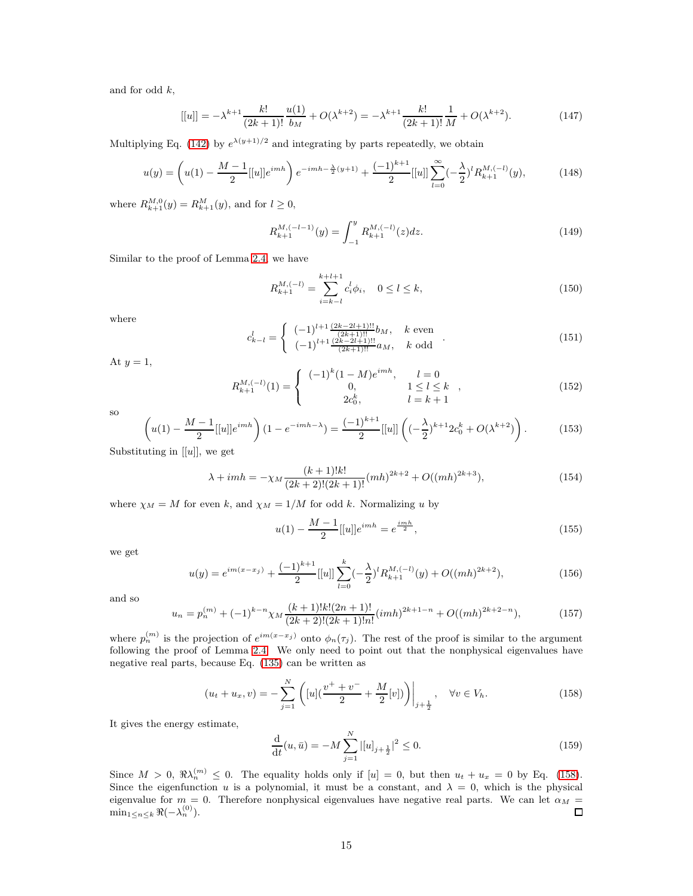and for odd $k$,

$$[[u]] = -\lambda^{k+1}\frac{k!}{(2k+1)!}\frac{u(1)}{b_M} + O(\lambda^{k+2}) = -\lambda^{k+1}\frac{k!}{(2k+1)!}\frac{1}{M} + O(\lambda^{k+2}). \tag{147}$$

Multiplying Eq. (142) by $e^{\lambda(y+1)/2}$ and integrating by parts repeatedly, we obtain

$$u(y) = \left(u(1) - \frac{M-1}{2}[[u]]e^{imh}\right)e^{-imh-\frac{\lambda}{2}(y+1)} + \frac{(-1)^{k+1}}{2}[[u]]\sum_{l=0}^{\infty}(-\frac{\lambda}{2})^l R_{k+1}^{M,(-l)}(y), \tag{148}$$

where $R_{k+1}^{M,0}(y) = R_{k+1}^{M}(y)$, and for $l \geq 0$,

$$R_{k+1}^{M,(-l-1)}(y) = \int_{-1}^{y} R_{k+1}^{M,(-l)}(z)dz. \tag{149}$$

Similar to the proof of Lemma 2.4, we have

$$R_{k+1}^{M,(-l)} = \sum_{i=k-l}^{k+l+1} c_i^l \phi_i, \quad 0 \leq l \leq k, \tag{150}$$

where

$$c_{k-l}^l = \begin{cases} (-1)^{l+1}\frac{(2k-2l+1)!!}{(2k+1)!!}b_M, & k \text{ even} \\ (-1)^{l+1}\frac{(2k-2l+1)!!}{(2k+1)!!}a_M, & k \text{ odd} \end{cases}. \tag{151}$$

At $y = 1$,

$$R_{k+1}^{M,(-l)}(1) = \begin{cases} (-1)^k(1-M)e^{imh}, & l = 0 \\ 0, & 1 \leq l \leq k \\ 2c_0^k, & l = k+1 \end{cases}, \tag{152}$$

so

$$\left(u(1) - \frac{M-1}{2}[[u]]e^{imh}\right)(1 - e^{-imh-\lambda}) = \frac{(-1)^{k+1}}{2}[[u]]\left((-\frac{\lambda}{2})^{k+1}2c_0^k + O(\lambda^{k+2})\right). \tag{153}$$

Substituting in $[[u]]$, we get

$$\lambda + imh = -\chi_M\frac{(k+1)!k!}{(2k+2)!(2k+1)!}(mh)^{2k+2} + O((mh)^{2k+3}), \tag{154}$$

where $\chi_M = M$ for even $k$, and $\chi_M = 1/M$ for odd $k$. Normalizing $u$ by

$$u(1) - \frac{M-1}{2}[[u]]e^{imh} = e^{\frac{imh}{2}}, \tag{155}$$

we get

$$u(y) = e^{im(x-x_j)} + \frac{(-1)^{k+1}}{2}[[u]]\sum_{l=0}^{k}(-\frac{\lambda}{2})^l R_{k+1}^{M,(-l)}(y) + O((mh)^{2k+2}), \tag{156}$$

and so

$$u_n = p_n^{(m)} + (-1)^{k-n}\chi_M\frac{(k+1)!k!(2n+1)!}{(2k+2)!(2k+1)!n!}(imh)^{2k+1-n} + O((mh)^{2k+2-n}), \tag{157}$$

where $p_n^{(m)}$ is the projection of $e^{im(x-x_j)}$ onto $\phi_n(\tau_j)$. The rest of the proof is similar to the argument following the proof of Lemma 2.4. We only need to point out that the nonphysical eigenvalues have negative real parts, because Eq. (135) can be written as

$$(u_t + u_x, v) = -\sum_{j=1}^{N}\left([u](\frac{v^+ + v^-}{2} + \frac{M}{2}[v])\right)\bigg|_{j+\frac{1}{2}}, \quad \forall v \in V_h. \tag{158}$$

It gives the energy estimate,

$$\frac{\mathrm{d}}{\mathrm{d}t}(u, \bar{u}) = -M\sum_{j=1}^{N}|[u]_{j+\frac{1}{2}}|^2 \leq 0. \tag{159}$$

Since $M > 0$, $\Re\lambda_n^{(m)} \leq 0$. The equality holds only if $[u] = 0$, but then $u_t + u_x = 0$ by Eq. (158). Since the eigenfunction $u$ is a polynomial, it must be a constant, and $\lambda = 0$, which is the physical eigenvalue for $m = 0$. Therefore nonphysical eigenvalues have negative real parts. We can let $\alpha_M = \min_{1\leq n\leq k}\Re(-\lambda_n^{(0)})$. ∎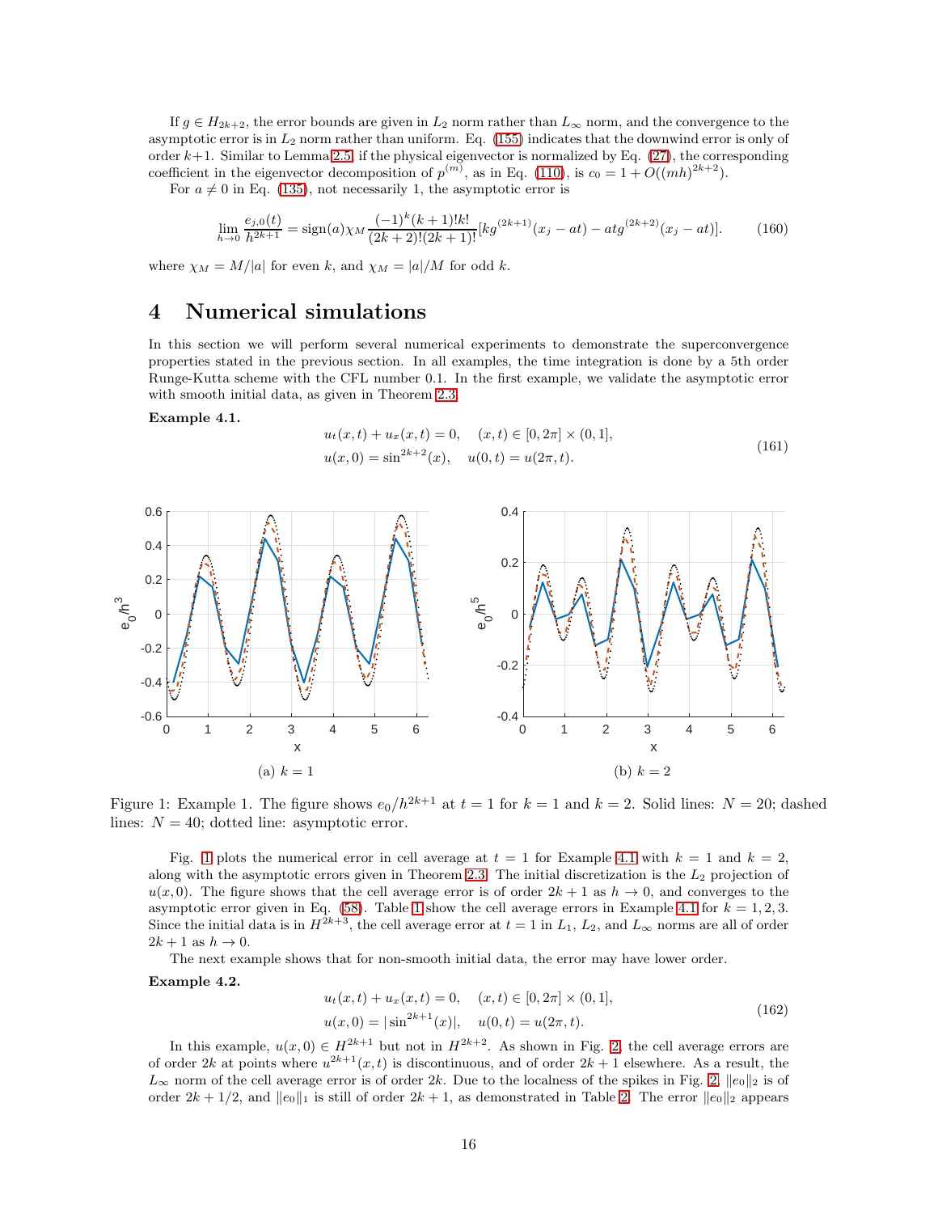If $g \in H_{2k+2}$, the error bounds are given in $L_2$ norm rather than $L_\infty$ norm, and the convergence to the asymptotic error is in $L_2$ norm rather than uniform. Eq. (155) indicates that the downwind error is only of order $k+1$. Similar to Lemma 2.5, if the physical eigenvector is normalized by Eq. (27), the corresponding coefficient in the eigenvector decomposition of $p^{(m)}$, as in Eq. (110), is $c_0 = 1 + O((mh)^{2k+2})$.

For $a \neq 0$ in Eq. (135), not necessarily 1, the asymptotic error is

$$\lim_{h \to 0} \frac{e_{j,0}(t)}{h^{2k+1}} = \text{sign}(a)\chi_M \frac{(-1)^k (k+1)!k!}{(2k+2)!(2k+1)!}[kg^{(2k+1)}(x_j - at) - atg^{(2k+2)}(x_j - at)]. \tag{160}$$

where $\chi_M = M/|a|$ for even $k$, and $\chi_M = |a|/M$ for odd $k$.

# 4 Numerical simulations

In this section we will perform several numerical experiments to demonstrate the superconvergence properties stated in the previous section. In all examples, the time integration is done by a 5th order Runge-Kutta scheme with the CFL number 0.1. In the first example, we validate the asymptotic error with smooth initial data, as given in Theorem 2.3.

**Example 4.1.**

$$\begin{aligned} &u_t(x,t) + u_x(x,t) = 0, \quad (x,t) \in [0, 2\pi] \times (0, 1], \\ &u(x, 0) = \sin^{2k+2}(x), \quad u(0,t) = u(2\pi, t). \end{aligned} \tag{161}$$

(a) $k = 1$

(b) $k = 2$

Figure 1: Example 1. The figure shows $e_0/h^{2k+1}$ at $t = 1$ for $k = 1$ and $k = 2$. Solid lines: $N = 20$; dashed lines: $N = 40$; dotted line: asymptotic error.

Fig. 1 plots the numerical error in cell average at $t = 1$ for Example 4.1 with $k = 1$ and $k = 2$, along with the asymptotic errors given in Theorem 2.3. The initial discretization is the $L_2$ projection of $u(x, 0)$. The figure shows that the cell average error is of order $2k + 1$ as $h \to 0$, and converges to the asymptotic error given in Eq. (58). Table 1 show the cell average errors in Example 4.1 for $k = 1, 2, 3$. Since the initial data is in $H^{2k+3}$, the cell average error at $t = 1$ in $L_1$, $L_2$, and $L_\infty$ norms are all of order $2k + 1$ as $h \to 0$.

The next example shows that for non-smooth initial data, the error may have lower order.

**Example 4.2.**

$$\begin{aligned} &u_t(x,t) + u_x(x,t) = 0, \quad (x,t) \in [0, 2\pi] \times (0, 1], \\ &u(x, 0) = |\sin^{2k+1}(x)|, \quad u(0,t) = u(2\pi, t). \end{aligned} \tag{162}$$

In this example, $u(x, 0) \in H^{2k+1}$ but not in $H^{2k+2}$. As shown in Fig. 2, the cell average errors are of order $2k$ at points where $u^{2k+1}(x,t)$ is discontinuous, and of order $2k + 1$ elsewhere. As a result, the $L_\infty$ norm of the cell average error is of order $2k$. Due to the localness of the spikes in Fig. 2, $\|e_0\|_2$ is of order $2k + 1/2$, and $\|e_0\|_1$ is still of order $2k + 1$, as demonstrated in Table 2. The error $\|e_0\|_2$ appears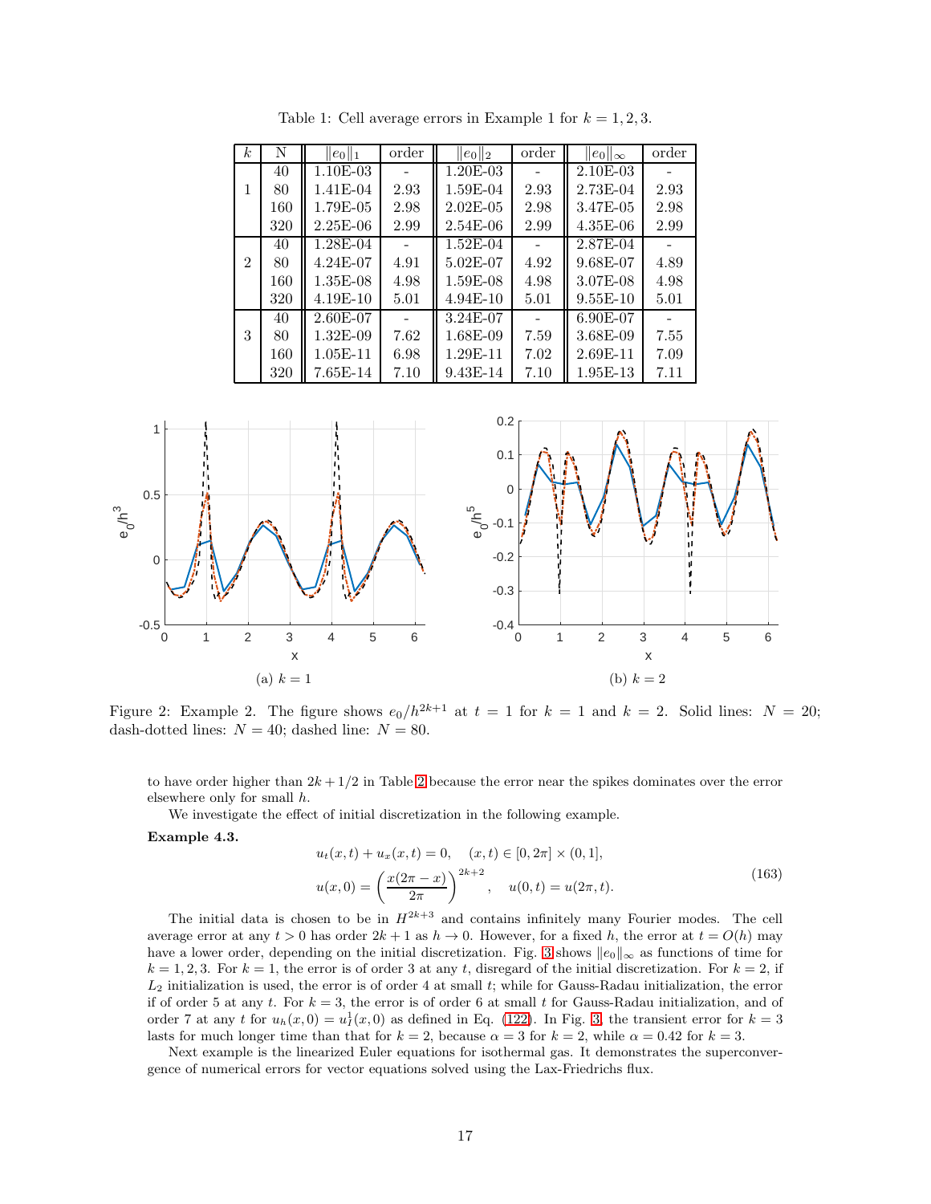Table 1: Cell average errors in Example 1 for $k = 1, 2, 3$.

| $k$ | N | $\|e_0\|_1$ | order | $\|e_0\|_2$ | order | $\|e_0\|_\infty$ | order |
|---|---|---|---|---|---|---|---|
| 1 | 40 | 1.10E-03 | - | 1.20E-03 | - | 2.10E-03 | - |
| | 80 | 1.41E-04 | 2.93 | 1.59E-04 | 2.93 | 2.73E-04 | 2.93 |
| | 160 | 1.79E-05 | 2.98 | 2.02E-05 | 2.98 | 3.47E-05 | 2.98 |
| | 320 | 2.25E-06 | 2.99 | 2.54E-06 | 2.99 | 4.35E-06 | 2.99 |
| 2 | 40 | 1.28E-04 | - | 1.52E-04 | - | 2.87E-04 | - |
| | 80 | 4.24E-07 | 4.91 | 5.02E-07 | 4.92 | 9.68E-07 | 4.89 |
| | 160 | 1.35E-08 | 4.98 | 1.59E-08 | 4.98 | 3.07E-08 | 4.98 |
| | 320 | 4.19E-10 | 5.01 | 4.94E-10 | 5.01 | 9.55E-10 | 5.01 |
| 3 | 40 | 2.60E-07 | - | 3.24E-07 | - | 6.90E-07 | - |
| | 80 | 1.32E-09 | 7.62 | 1.68E-09 | 7.59 | 3.68E-09 | 7.55 |
| | 160 | 1.05E-11 | 6.98 | 1.29E-11 | 7.02 | 2.69E-11 | 7.09 |
| | 320 | 7.65E-14 | 7.10 | 9.43E-14 | 7.10 | 1.95E-13 | 7.11 |

(a) $k = 1$

(b) $k = 2$

Figure 2: Example 2. The figure shows $e_0/h^{2k+1}$ at $t = 1$ for $k = 1$ and $k = 2$. Solid lines: $N = 20$; dash-dotted lines: $N = 40$; dashed line: $N = 80$.

to have order higher than $2k + 1/2$ in Table 2 because the error near the spikes dominates over the error elsewhere only for small $h$.

We investigate the effect of initial discretization in the following example.

**Example 4.3.**

$$
\begin{aligned}
&u_t(x,t) + u_x(x,t) = 0, \quad (x,t) \in [0, 2\pi] \times (0, 1], \\
&u(x,0) = \left(\frac{x(2\pi - x)}{2\pi}\right)^{2k+2}, \quad u(0,t) = u(2\pi, t).
\end{aligned}
\tag{163}
$$

The initial data is chosen to be in $H^{2k+3}$ and contains infinitely many Fourier modes. The cell average error at any $t > 0$ has order $2k + 1$ as $h \to 0$. However, for a fixed $h$, the error at $t = O(h)$ may have a lower order, depending on the initial discretization. Fig. 3 shows $\|e_0\|_\infty$ as functions of time for $k = 1, 2, 3$. For $k = 1$, the error is of order 3 at any $t$, disregard of the initial discretization. For $k = 2$, if $L_2$ initialization is used, the error is of order 4 at small $t$; while for Gauss-Radau initialization, the error if of order 5 at any $t$. For $k = 3$, the error is of order 6 at small $t$ for Gauss-Radau initialization, and of order 7 at any $t$ for $u_h(x, 0) = u_I^1(x, 0)$ as defined in Eq. (122). In Fig. 3, the transient error for $k = 3$ lasts for much longer time than that for $k = 2$, because $\alpha = 3$ for $k = 2$, while $\alpha = 0.42$ for $k = 3$.

Next example is the linearized Euler equations for isothermal gas. It demonstrates the superconvergence of numerical errors for vector equations solved using the Lax-Friedrichs flux.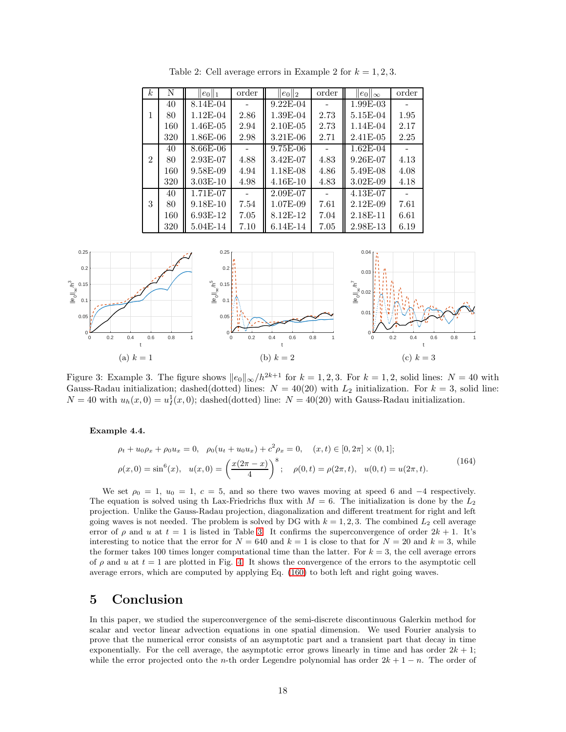Table 2: Cell average errors in Example 2 for $k = 1, 2, 3$.

| $k$ | N | $\|e_0\|_1$ | order | $\|e_0\|_2$ | order | $\|e_0\|_\infty$ | order |
|---|---|---|---|---|---|---|---|
| 1 | 40 | 8.14E-04 | - | 9.22E-04 | - | 1.99E-03 | - |
| | 80 | 1.12E-04 | 2.86 | 1.39E-04 | 2.73 | 5.15E-04 | 1.95 |
| | 160 | 1.46E-05 | 2.94 | 2.10E-05 | 2.73 | 1.14E-04 | 2.17 |
| | 320 | 1.86E-06 | 2.98 | 3.21E-06 | 2.71 | 2.41E-05 | 2.25 |
| 2 | 40 | 8.66E-06 | - | 9.75E-06 | - | 1.62E-04 | - |
| | 80 | 2.93E-07 | 4.88 | 3.42E-07 | 4.83 | 9.26E-07 | 4.13 |
| | 160 | 9.58E-09 | 4.94 | 1.18E-08 | 4.86 | 5.49E-08 | 4.08 |
| | 320 | 3.03E-10 | 4.98 | 4.16E-10 | 4.83 | 3.02E-09 | 4.18 |
| 3 | 40 | 1.71E-07 | - | 2.09E-07 | - | 4.13E-07 | - |
| | 80 | 9.18E-10 | 7.54 | 1.07E-09 | 7.61 | 2.12E-09 | 7.61 |
| | 160 | 6.93E-12 | 7.05 | 8.12E-12 | 7.04 | 2.18E-11 | 6.61 |
| | 320 | 5.04E-14 | 7.10 | 6.14E-14 | 7.05 | 2.98E-13 | 6.19 |

(a) $k = 1$

(b) $k = 2$

(c) $k = 3$

Figure 3: Example 3. The figure shows $\|e_0\|_\infty/h^{2k+1}$ for $k = 1, 2, 3$. For $k = 1, 2$, solid lines: $N = 40$ with Gauss-Radau initialization; dashed(dotted) lines: $N = 40(20)$ with $L_2$ initialization. For $k = 3$, solid line: $N = 40$ with $u_h(x, 0) = u_I^1(x, 0)$; dashed(dotted) line: $N = 40(20)$ with Gauss-Radau initialization.

**Example 4.4.**

$$
\begin{aligned}
&\rho_t + u_0\rho_x + \rho_0 u_x = 0, \quad \rho_0(u_t + u_0 u_x) + c^2\rho_x = 0, \quad (x, t) \in [0, 2\pi] \times (0, 1]; \\
&\rho(x, 0) = \sin^6(x), \quad u(x, 0) = \left(\frac{x(2\pi - x)}{4}\right)^8; \quad \rho(0, t) = \rho(2\pi, t), \quad u(0, t) = u(2\pi, t).
\end{aligned}
\tag{164}
$$

We set $\rho_0 = 1$, $u_0 = 1$, $c = 5$, and so there two waves moving at speed 6 and $-4$ respectively. The equation is solved using th Lax-Friedrichs flux with $M = 6$. The initialization is done by the $L_2$ projection. Unlike the Gauss-Radau projection, diagonalization and different treatment for right and left going waves is not needed. The problem is solved by DG with $k = 1, 2, 3$. The combined $L_2$ cell average error of $\rho$ and $u$ at $t = 1$ is listed in Table 3. It confirms the superconvergence of order $2k + 1$. It's interesting to notice that the error for $N = 640$ and $k = 1$ is close to that for $N = 20$ and $k = 3$, while the former takes 100 times longer computational time than the latter. For $k = 3$, the cell average errors of $\rho$ and $u$ at $t = 1$ are plotted in Fig. 4. It shows the convergence of the errors to the asymptotic cell average errors, which are computed by applying Eq. (160) to both left and right going waves.

# 5 Conclusion

In this paper, we studied the superconvergence of the semi-discrete discontinuous Galerkin method for scalar and vector linear advection equations in one spatial dimension. We used Fourier analysis to prove that the numerical error consists of an asymptotic part and a transient part that decay in time exponentially. For the cell average, the asymptotic error grows linearly in time and has order $2k + 1$; while the error projected onto the $n$-th order Legendre polynomial has order $2k + 1 - n$. The order of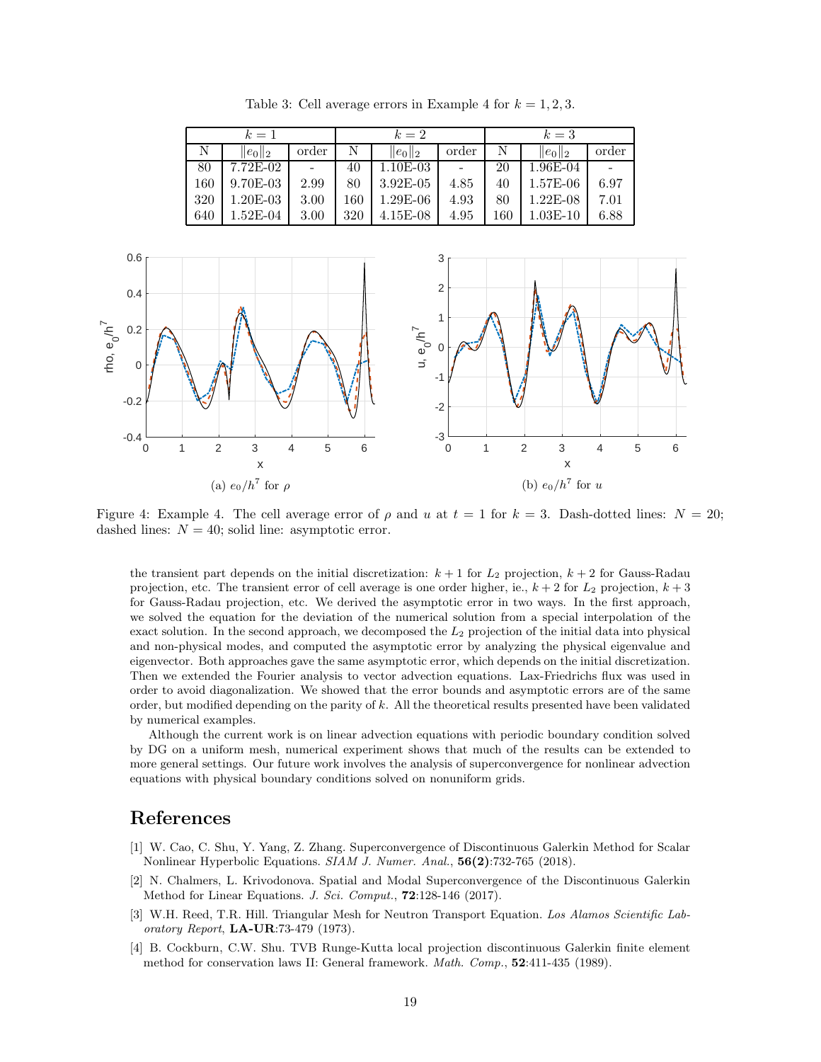Table 3: Cell average errors in Example 4 for $k = 1, 2, 3$.

| $k=1$ | | | $k=2$ | | | $k=3$ | | |
|---|---|---|---|---|---|---|---|---|
| N | $\|e_0\|_2$ | order | N | $\|e_0\|_2$ | order | N | $\|e_0\|_2$ | order |
| 80 | 7.72E-02 | - | 40 | 1.10E-03 | - | 20 | 1.96E-04 | - |
| 160 | 9.70E-03 | 2.99 | 80 | 3.92E-05 | 4.85 | 40 | 1.57E-06 | 6.97 |
| 320 | 1.20E-03 | 3.00 | 160 | 1.29E-06 | 4.93 | 80 | 1.22E-08 | 7.01 |
| 640 | 1.52E-04 | 3.00 | 320 | 4.15E-08 | 4.95 | 160 | 1.03E-10 | 6.88 |

rho, e_0/h^7
0.6
0.4
0.2
0
-0.2
-0.4
0 1 2 3 4 5 6
x

(a) $e_0/h^7$ for $\rho$

u, e_0/h^7
3
2
1
0
-1
-2
-3
0 1 2 3 4 5 6
x

(b) $e_0/h^7$ for $u$

Figure 4: Example 4. The cell average error of $\rho$ and $u$ at $t = 1$ for $k = 3$. Dash-dotted lines: $N = 20$; dashed lines: $N = 40$; solid line: asymptotic error.

the transient part depends on the initial discretization: $k+1$ for $L_2$ projection, $k+2$ for Gauss-Radau projection, etc. The transient error of cell average is one order higher, ie., $k+2$ for $L_2$ projection, $k+3$ for Gauss-Radau projection, etc. We derived the asymptotic error in two ways. In the first approach, we solved the equation for the deviation of the numerical solution from a special interpolation of the exact solution. In the second approach, we decomposed the $L_2$ projection of the initial data into physical and non-physical modes, and computed the asymptotic error by analyzing the physical eigenvalue and eigenvector. Both approaches gave the same asymptotic error, which depends on the initial discretization. Then we extended the Fourier analysis to vector advection equations. Lax-Friedrichs flux was used in order to avoid diagonalization. We showed that the error bounds and asymptotic errors are of the same order, but modified depending on the parity of $k$. All the theoretical results presented have been validated by numerical examples.

Although the current work is on linear advection equations with periodic boundary condition solved by DG on a uniform mesh, numerical experiment shows that much of the results can be extended to more general settings. Our future work involves the analysis of superconvergence for nonlinear advection equations with physical boundary conditions solved on nonuniform grids.

# References

[1] W. Cao, C. Shu, Y. Yang, Z. Zhang. Superconvergence of Discontinuous Galerkin Method for Scalar Nonlinear Hyperbolic Equations. *SIAM J. Numer. Anal.*, **56(2)**:732-765 (2018).

[2] N. Chalmers, L. Krivodonova. Spatial and Modal Superconvergence of the Discontinuous Galerkin Method for Linear Equations. *J. Sci. Comput.*, **72**:128-146 (2017).

[3] W.H. Reed, T.R. Hill. Triangular Mesh for Neutron Transport Equation. *Los Alamos Scientific Laboratory Report*, **LA-UR**:73-479 (1973).

[4] B. Cockburn, C.W. Shu. TVB Runge-Kutta local projection discontinuous Galerkin finite element method for conservation laws II: General framework. *Math. Comp.*, **52**:411-435 (1989).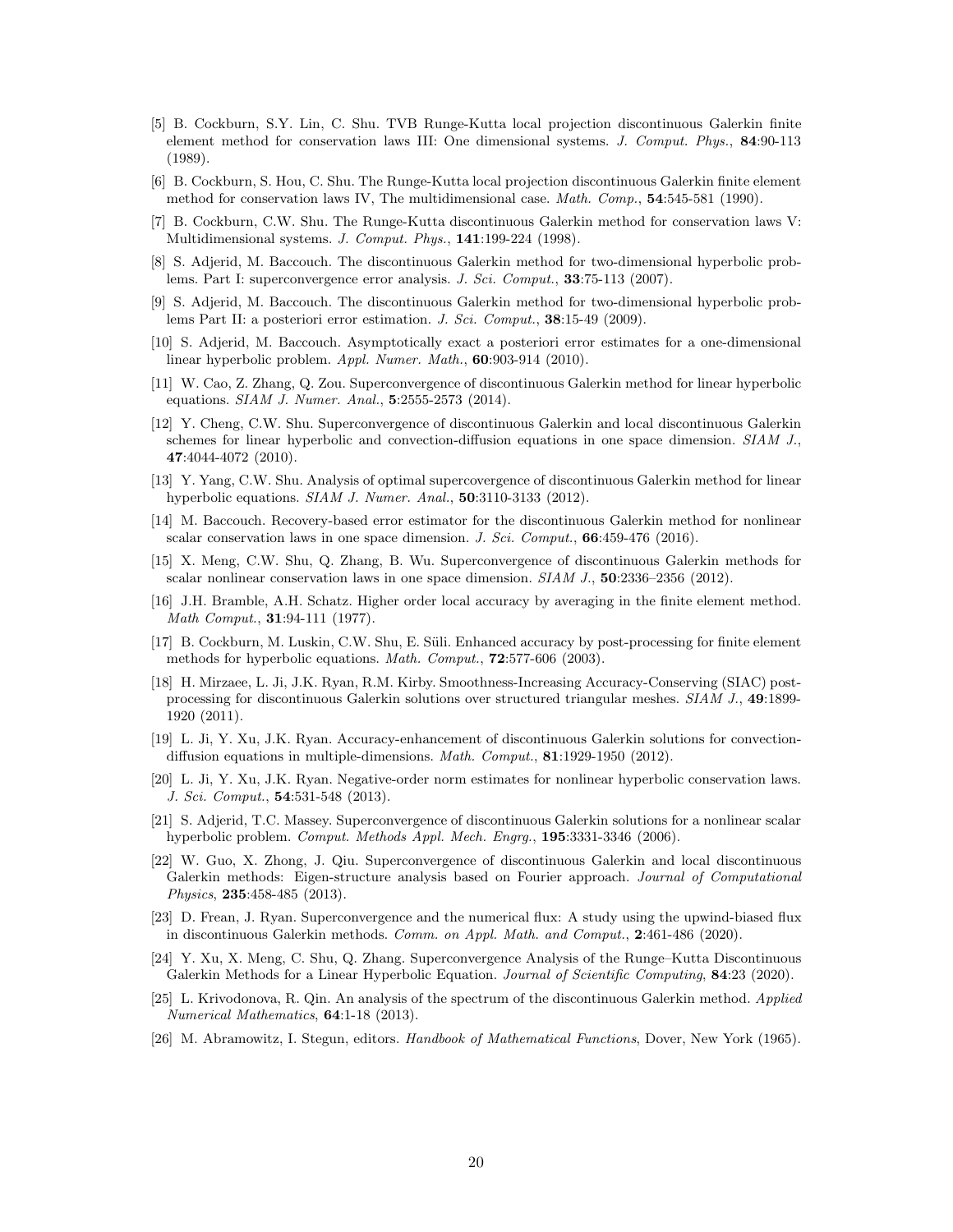[5] B. Cockburn, S.Y. Lin, C. Shu. TVB Runge-Kutta local projection discontinuous Galerkin finite element method for conservation laws III: One dimensional systems. *J. Comput. Phys.*, **84**:90-113 (1989).

[6] B. Cockburn, S. Hou, C. Shu. The Runge-Kutta local projection discontinuous Galerkin finite element method for conservation laws IV, The multidimensional case. *Math. Comp.*, **54**:545-581 (1990).

[7] B. Cockburn, C.W. Shu. The Runge-Kutta discontinuous Galerkin method for conservation laws V: Multidimensional systems. *J. Comput. Phys.*, **141**:199-224 (1998).

[8] S. Adjerid, M. Baccouch. The discontinuous Galerkin method for two-dimensional hyperbolic problems. Part I: superconvergence error analysis. *J. Sci. Comput.*, **33**:75-113 (2007).

[9] S. Adjerid, M. Baccouch. The discontinuous Galerkin method for two-dimensional hyperbolic problems Part II: a posteriori error estimation. *J. Sci. Comput.*, **38**:15-49 (2009).

[10] S. Adjerid, M. Baccouch. Asymptotically exact a posteriori error estimates for a one-dimensional linear hyperbolic problem. *Appl. Numer. Math.*, **60**:903-914 (2010).

[11] W. Cao, Z. Zhang, Q. Zou. Superconvergence of discontinuous Galerkin method for linear hyperbolic equations. *SIAM J. Numer. Anal.*, **5**:2555-2573 (2014).

[12] Y. Cheng, C.W. Shu. Superconvergence of discontinuous Galerkin and local discontinuous Galerkin schemes for linear hyperbolic and convection-diffusion equations in one space dimension. *SIAM J.*, **47**:4044-4072 (2010).

[13] Y. Yang, C.W. Shu. Analysis of optimal supercovergence of discontinuous Galerkin method for linear hyperbolic equations. *SIAM J. Numer. Anal.*, **50**:3110-3133 (2012).

[14] M. Baccouch. Recovery-based error estimator for the discontinuous Galerkin method for nonlinear scalar conservation laws in one space dimension. *J. Sci. Comput.*, **66**:459-476 (2016).

[15] X. Meng, C.W. Shu, Q. Zhang, B. Wu. Superconvergence of discontinuous Galerkin methods for scalar nonlinear conservation laws in one space dimension. *SIAM J.*, **50**:2336–2356 (2012).

[16] J.H. Bramble, A.H. Schatz. Higher order local accuracy by averaging in the finite element method. *Math Comput.*, **31**:94-111 (1977).

[17] B. Cockburn, M. Luskin, C.W. Shu, E. Süli. Enhanced accuracy by post-processing for finite element methods for hyperbolic equations. *Math. Comput.*, **72**:577-606 (2003).

[18] H. Mirzaee, L. Ji, J.K. Ryan, R.M. Kirby. Smoothness-Increasing Accuracy-Conserving (SIAC) postprocessing for discontinuous Galerkin solutions over structured triangular meshes. *SIAM J.*, **49**:1899-1920 (2011).

[19] L. Ji, Y. Xu, J.K. Ryan. Accuracy-enhancement of discontinuous Galerkin solutions for convection-diffusion equations in multiple-dimensions. *Math. Comput.*, **81**:1929-1950 (2012).

[20] L. Ji, Y. Xu, J.K. Ryan. Negative-order norm estimates for nonlinear hyperbolic conservation laws. *J. Sci. Comput.*, **54**:531-548 (2013).

[21] S. Adjerid, T.C. Massey. Superconvergence of discontinuous Galerkin solutions for a nonlinear scalar hyperbolic problem. *Comput. Methods Appl. Mech. Engrg.*, **195**:3331-3346 (2006).

[22] W. Guo, X. Zhong, J. Qiu. Superconvergence of discontinuous Galerkin and local discontinuous Galerkin methods: Eigen-structure analysis based on Fourier approach. *Journal of Computational Physics*, **235**:458-485 (2013).

[23] D. Frean, J. Ryan. Superconvergence and the numerical flux: A study using the upwind-biased flux in discontinuous Galerkin methods. *Comm. on Appl. Math. and Comput.*, **2**:461-486 (2020).

[24] Y. Xu, X. Meng, C. Shu, Q. Zhang. Superconvergence Analysis of the Runge–Kutta Discontinuous Galerkin Methods for a Linear Hyperbolic Equation. *Journal of Scientific Computing*, **84**:23 (2020).

[25] L. Krivodonova, R. Qin. An analysis of the spectrum of the discontinuous Galerkin method. *Applied Numerical Mathematics*, **64**:1-18 (2013).

[26] M. Abramowitz, I. Stegun, editors. *Handbook of Mathematical Functions*, Dover, New York (1965).